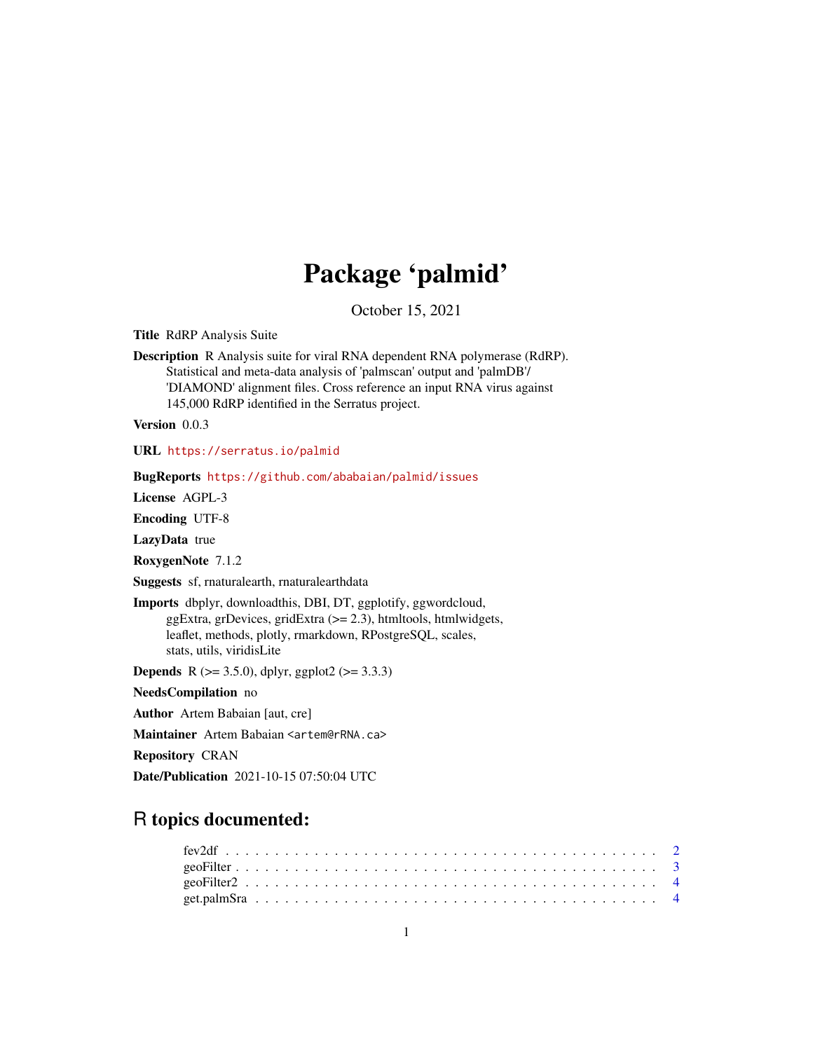# Package 'palmid'

October 15, 2021

**Title** RdRP Analysis Suite

**Description** R Analysis suite for viral RNA dependent RNA polymerase (RdRP). Statistical and meta-data analysis of 'palmscan' output and 'palmDB'/ 'DIAMOND' alignment files. Cross reference an input RNA virus against 145,000 RdRP identified in the Serratus project.

**Version** 0.0.3

**URL** https://serratus.io/palmid

**BugReports** https://github.com/ababaian/palmid/issues

**License** AGPL-3

**Encoding** UTF-8

**LazyData** true

**RoxygenNote** 7.1.2

**Suggests** sf, rnaturalearth, rnaturalearthdata

**Imports** dbplyr, downloadthis, DBI, DT, ggplotify, ggwordcloud, ggExtra, grDevices, gridExtra (>= 2.3), htmltools, htmlwidgets, leaflet, methods, plotly, rmarkdown, RPostgreSQL, scales, stats, utils, viridisLite

**Depends** R (>= 3.5.0), dplyr, ggplot2 (>= 3.3.3)

**NeedsCompilation** no

**Author** Artem Babaian [aut, cre]

**Maintainer** Artem Babaian <artem@rRNA.ca>

**Repository** CRAN

**Date/Publication** 2021-10-15 07:50:04 UTC

## R topics documented:

fev2df . . . . . . . . . . . . . . . . . . . . . . . . . . . . . . . . . . . . . . . . . . 2
geoFilter . . . . . . . . . . . . . . . . . . . . . . . . . . . . . . . . . . . . . . . . . 3
geoFilter2 . . . . . . . . . . . . . . . . . . . . . . . . . . . . . . . . . . . . . . . . 4
get.palmSra . . . . . . . . . . . . . . . . . . . . . . . . . . . . . . . . . . . . . . . 4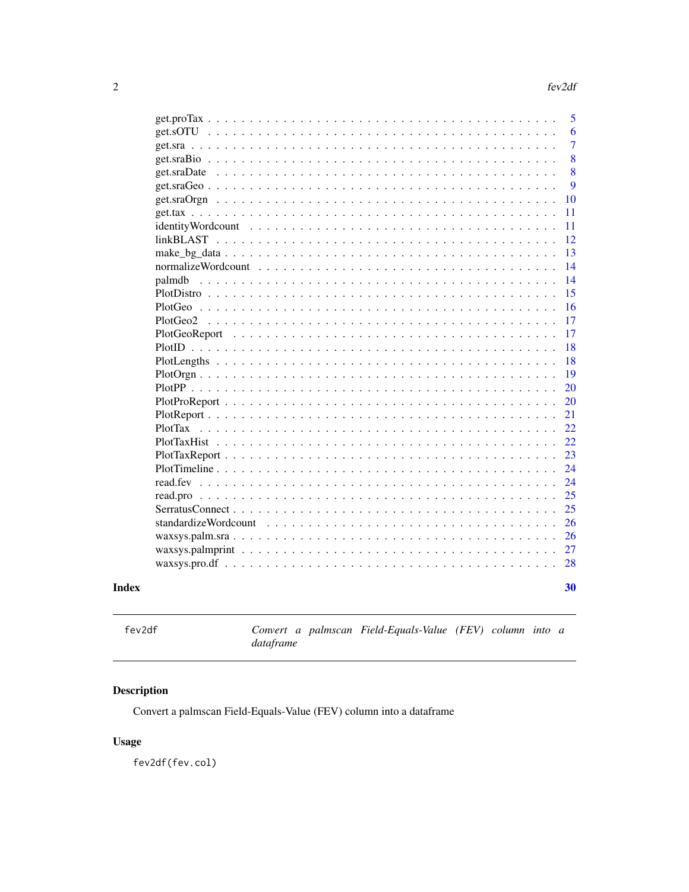get.proTax . . . . . . . . . . . . . . . . . . . . . . . . . . . . . . . . . . . . . . . 5
get.sOTU . . . . . . . . . . . . . . . . . . . . . . . . . . . . . . . . . . . . . . . . 6
get.sra . . . . . . . . . . . . . . . . . . . . . . . . . . . . . . . . . . . . . . . . . 7
get.sraBio . . . . . . . . . . . . . . . . . . . . . . . . . . . . . . . . . . . . . . . 8
get.sraDate . . . . . . . . . . . . . . . . . . . . . . . . . . . . . . . . . . . . . . 8
get.sraGeo . . . . . . . . . . . . . . . . . . . . . . . . . . . . . . . . . . . . . . . 9
get.sraOrgn . . . . . . . . . . . . . . . . . . . . . . . . . . . . . . . . . . . . . . 10
get.tax . . . . . . . . . . . . . . . . . . . . . . . . . . . . . . . . . . . . . . . . . 11
identityWordcount . . . . . . . . . . . . . . . . . . . . . . . . . . . . . . . . . . 11
linkBLAST . . . . . . . . . . . . . . . . . . . . . . . . . . . . . . . . . . . . . . . 12
make_bg_data . . . . . . . . . . . . . . . . . . . . . . . . . . . . . . . . . . . . . 13
normalizeWordcount . . . . . . . . . . . . . . . . . . . . . . . . . . . . . . . . . 14
palmdb . . . . . . . . . . . . . . . . . . . . . . . . . . . . . . . . . . . . . . . . . 14
PlotDistro . . . . . . . . . . . . . . . . . . . . . . . . . . . . . . . . . . . . . . . 15
PlotGeo . . . . . . . . . . . . . . . . . . . . . . . . . . . . . . . . . . . . . . . . 16
PlotGeo2 . . . . . . . . . . . . . . . . . . . . . . . . . . . . . . . . . . . . . . . . 17
PlotGeoReport . . . . . . . . . . . . . . . . . . . . . . . . . . . . . . . . . . . . . 17
PlotID . . . . . . . . . . . . . . . . . . . . . . . . . . . . . . . . . . . . . . . . . 18
PlotLengths . . . . . . . . . . . . . . . . . . . . . . . . . . . . . . . . . . . . . . 18
PlotOrgn . . . . . . . . . . . . . . . . . . . . . . . . . . . . . . . . . . . . . . . . 19
PlotPP . . . . . . . . . . . . . . . . . . . . . . . . . . . . . . . . . . . . . . . . . 20
PlotProReport . . . . . . . . . . . . . . . . . . . . . . . . . . . . . . . . . . . . . 20
PlotReport . . . . . . . . . . . . . . . . . . . . . . . . . . . . . . . . . . . . . . . 21
PlotTax . . . . . . . . . . . . . . . . . . . . . . . . . . . . . . . . . . . . . . . . 22
PlotTaxHist . . . . . . . . . . . . . . . . . . . . . . . . . . . . . . . . . . . . . . 22
PlotTaxReport . . . . . . . . . . . . . . . . . . . . . . . . . . . . . . . . . . . . . 23
PlotTimeline . . . . . . . . . . . . . . . . . . . . . . . . . . . . . . . . . . . . . . 24
read.fev . . . . . . . . . . . . . . . . . . . . . . . . . . . . . . . . . . . . . . . . 24
read.pro . . . . . . . . . . . . . . . . . . . . . . . . . . . . . . . . . . . . . . . . 25
SerratusConnect . . . . . . . . . . . . . . . . . . . . . . . . . . . . . . . . . . . . 25
standardizeWordcount . . . . . . . . . . . . . . . . . . . . . . . . . . . . . . . . 26
waxsys.palm.sra . . . . . . . . . . . . . . . . . . . . . . . . . . . . . . . . . . . 26
waxsys.palmprint . . . . . . . . . . . . . . . . . . . . . . . . . . . . . . . . . . . 27
waxsys.pro.df . . . . . . . . . . . . . . . . . . . . . . . . . . . . . . . . . . . . . 28

**Index** 30

---

`fev2df` *Convert a palmscan Field-Equals-Value (FEV) column into a dataframe*

---

## Description

Convert a palmscan Field-Equals-Value (FEV) column into a dataframe

## Usage

```
fev2df(fev.col)
```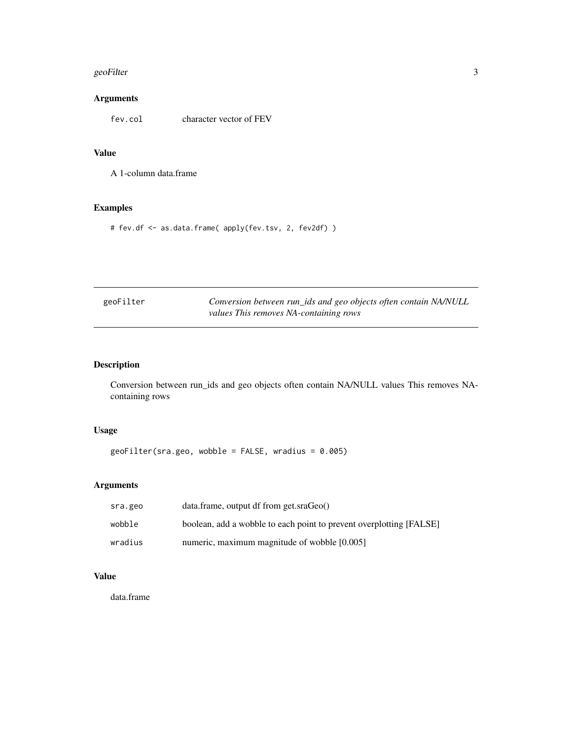## Arguments

fev.col character vector of FEV

## Value

A 1-column data.frame

## Examples

```
# fev.df <- as.data.frame( apply(fev.tsv, 2, fev2df) )
```

---

# geoFilter

*Conversion between run_ids and geo objects often contain NA/NULL values This removes NA-containing rows*

---

## Description

Conversion between run_ids and geo objects often contain NA/NULL values This removes NA-containing rows

## Usage

```
geoFilter(sra.geo, wobble = FALSE, wradius = 0.005)
```

## Arguments

| | |
|---|---|
| sra.geo | data.frame, output df from get.sraGeo() |
| wobble | boolean, add a wobble to each point to prevent overplotting [FALSE] |
| wradius | numeric, maximum magnitude of wobble [0.005] |

## Value

data.frame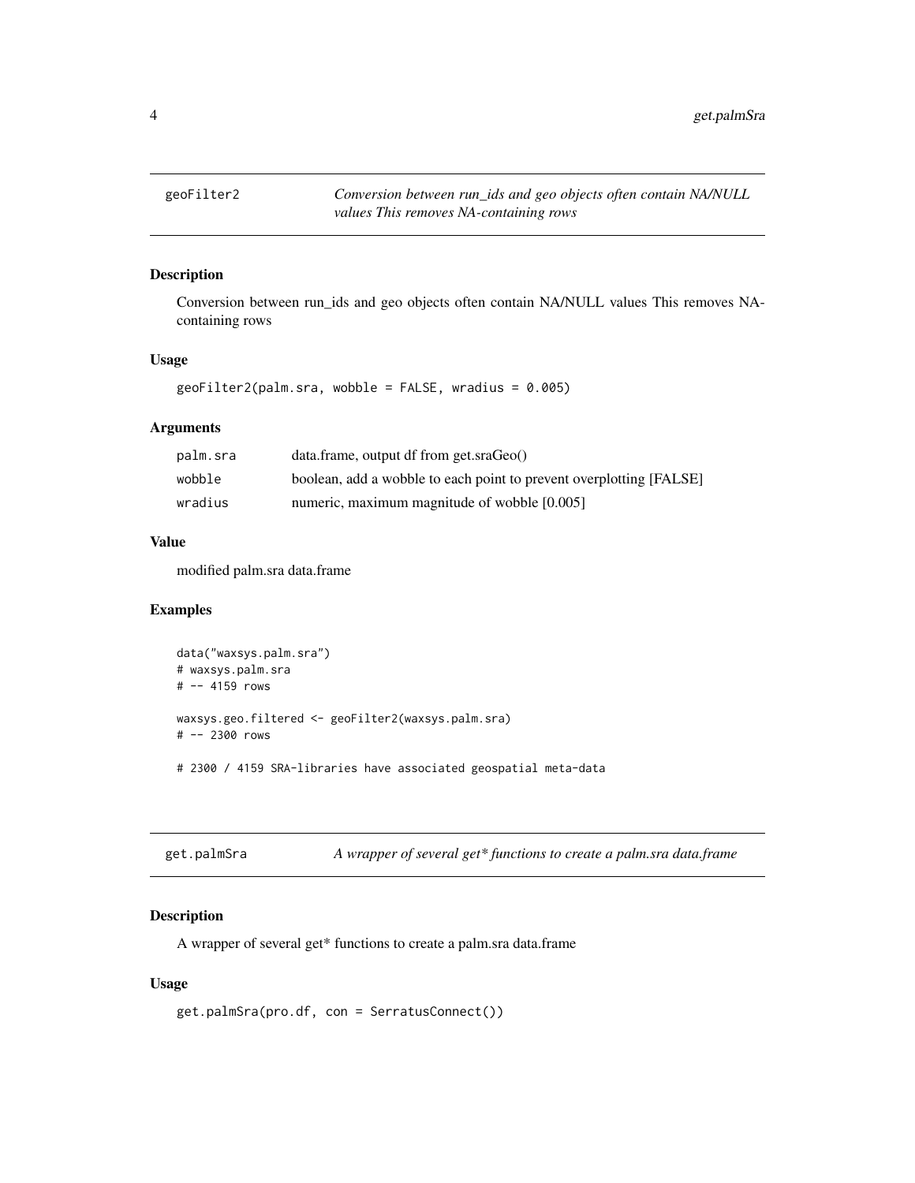## geoFilter2 — *Conversion between run_ids and geo objects often contain NA/NULL values This removes NA-containing rows*

### Description

Conversion between run_ids and geo objects often contain NA/NULL values This removes NA-containing rows

### Usage

```
geoFilter2(palm.sra, wobble = FALSE, wradius = 0.005)
```

### Arguments

| | |
|---|---|
| palm.sra | data.frame, output df from get.sraGeo() |
| wobble | boolean, add a wobble to each point to prevent overplotting [FALSE] |
| wradius | numeric, maximum magnitude of wobble [0.005] |

### Value

modified palm.sra data.frame

### Examples

```
data("waxsys.palm.sra")
# waxsys.palm.sra
# -- 4159 rows

waxsys.geo.filtered <- geoFilter2(waxsys.palm.sra)
# -- 2300 rows

# 2300 / 4159 SRA-libraries have associated geospatial meta-data
```

## get.palmSra — *A wrapper of several get* functions to create a palm.sra data.frame*

### Description

A wrapper of several get* functions to create a palm.sra data.frame

### Usage

```
get.palmSra(pro.df, con = SerratusConnect())
```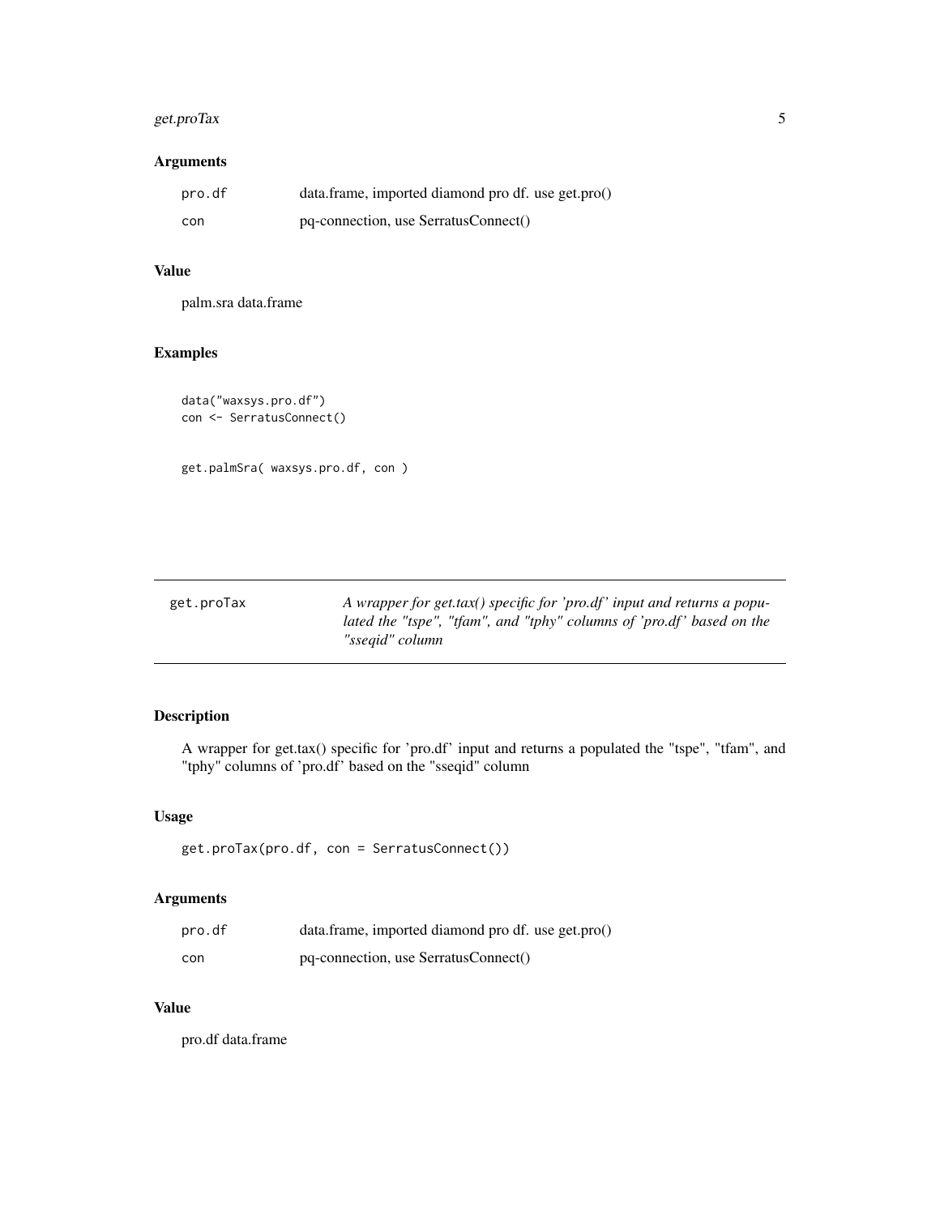### Arguments

| | |
|---|---|
| pro.df | data.frame, imported diamond pro df. use get.pro() |
| con | pq-connection, use SerratusConnect() |

### Value

palm.sra data.frame

### Examples

```
data("waxsys.pro.df")
con <- SerratusConnect()


get.palmSra( waxsys.pro.df, con )
```

---

## get.proTax

*A wrapper for get.tax() specific for 'pro.df' input and returns a populated the "tspe", "tfam", and "tphy" columns of 'pro.df' based on the "sseqid" column*

---

### Description

A wrapper for get.tax() specific for 'pro.df' input and returns a populated the "tspe", "tfam", and "tphy" columns of 'pro.df' based on the "sseqid" column

### Usage

```
get.proTax(pro.df, con = SerratusConnect())
```

### Arguments

| | |
|---|---|
| pro.df | data.frame, imported diamond pro df. use get.pro() |
| con | pq-connection, use SerratusConnect() |

### Value

pro.df data.frame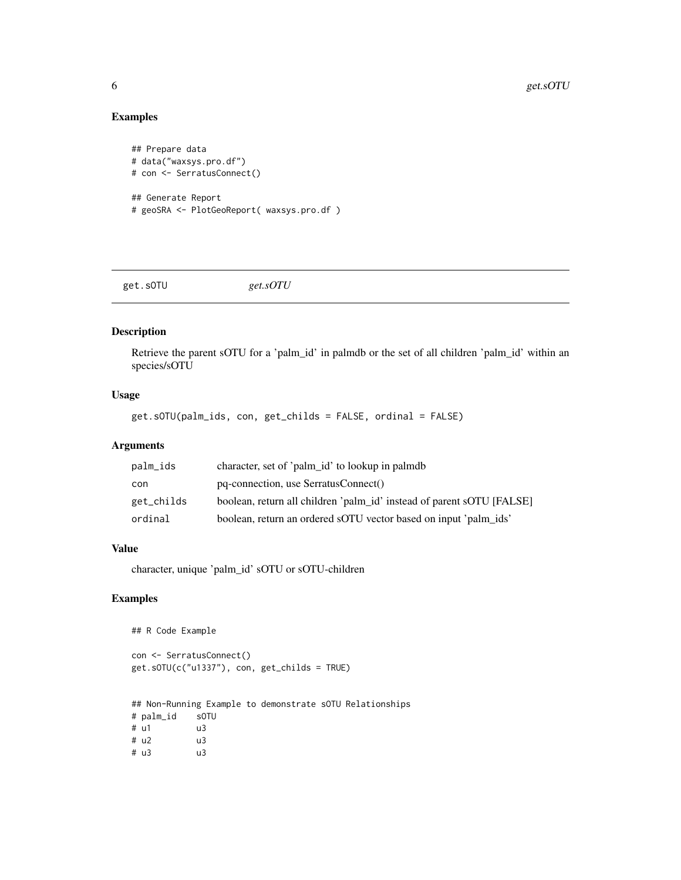## Examples

```
## Prepare data
# data("waxsys.pro.df")
# con <- SerratusConnect()

## Generate Report
# geoSRA <- PlotGeoReport( waxsys.pro.df )
```

---

# get.sOTU *get.sOTU*

---

## Description

Retrieve the parent sOTU for a 'palm_id' in palmdb or the set of all children 'palm_id' within an species/sOTU

## Usage

```
get.sOTU(palm_ids, con, get_childs = FALSE, ordinal = FALSE)
```

## Arguments

| | |
|---|---|
| palm_ids | character, set of 'palm_id' to lookup in palmdb |
| con | pq-connection, use SerratusConnect() |
| get_childs | boolean, return all children 'palm_id' instead of parent sOTU [FALSE] |
| ordinal | boolean, return an ordered sOTU vector based on input 'palm_ids' |

## Value

character, unique 'palm_id' sOTU or sOTU-children

## Examples

```
## R Code Example

con <- SerratusConnect()
get.sOTU(c("u1337"), con, get_childs = TRUE)


## Non-Running Example to demonstrate sOTU Relationships
# palm_id    sOTU
# u1         u3
# u2         u3
# u3         u3
```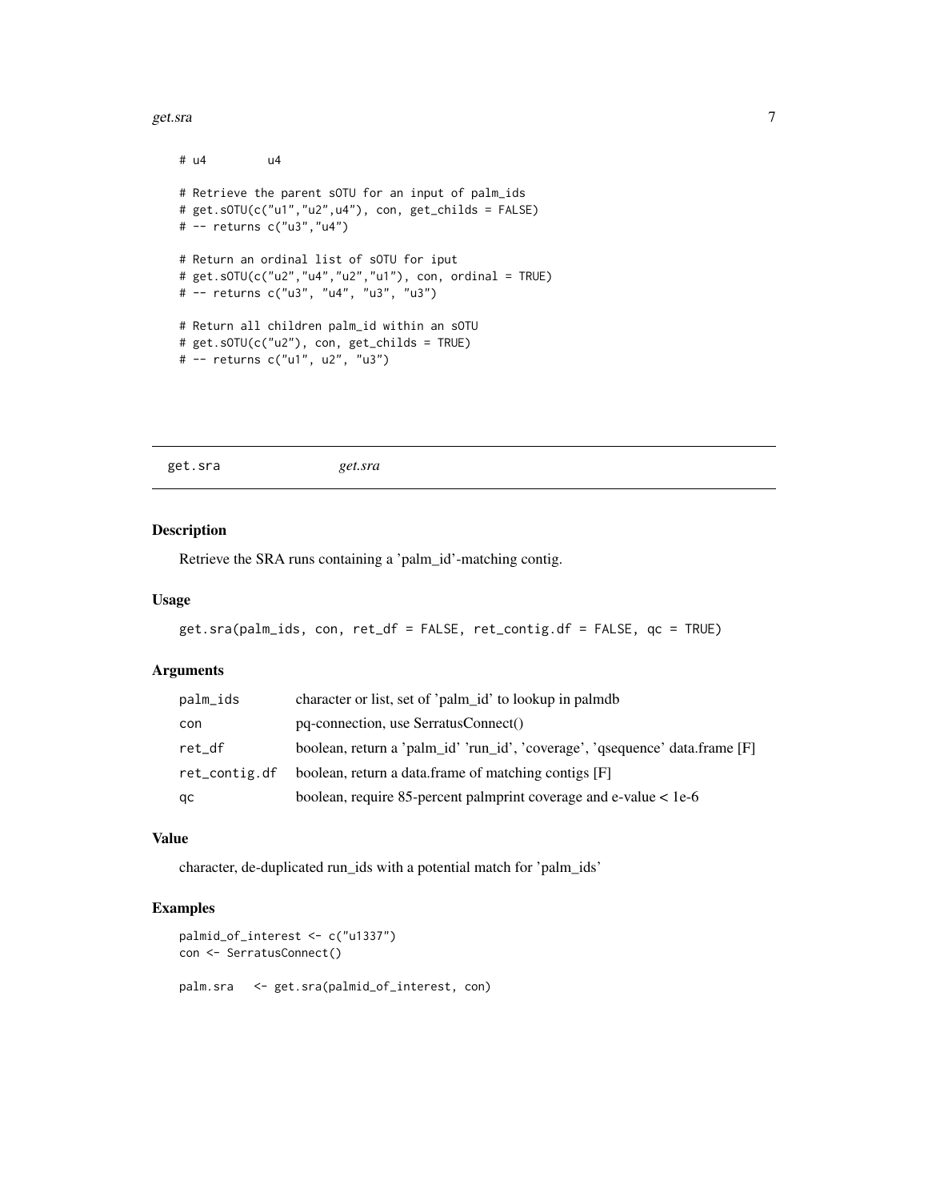```
# u4         u4

# Retrieve the parent sOTU for an input of palm_ids
# get.sOTU(c("u1","u2",u4"), con, get_childs = FALSE)
# -- returns c("u3","u4")

# Return an ordinal list of sOTU for iput
# get.sOTU(c("u2","u4","u2","u1"), con, ordinal = TRUE)
# -- returns c("u3", "u4", "u3", "u3")

# Return all children palm_id within an sOTU
# get.sOTU(c("u2"), con, get_childs = TRUE)
# -- returns c("u1", u2", "u3")
```

---

## get.sra &nbsp;&nbsp;&nbsp;&nbsp; *get.sra*

---

### Description

Retrieve the SRA runs containing a 'palm_id'-matching contig.

### Usage

```
get.sra(palm_ids, con, ret_df = FALSE, ret_contig.df = FALSE, qc = TRUE)
```

### Arguments

| | |
|---|---|
| palm_ids | character or list, set of 'palm_id' to lookup in palmdb |
| con | pq-connection, use SerratusConnect() |
| ret_df | boolean, return a 'palm_id' 'run_id', 'coverage', 'qsequence' data.frame [F] |
| ret_contig.df | boolean, return a data.frame of matching contigs [F] |
| qc | boolean, require 85-percent palmprint coverage and e-value < 1e-6 |

### Value

character, de-duplicated run_ids with a potential match for 'palm_ids'

### Examples

```
palmid_of_interest <- c("u1337")
con <- SerratusConnect()

palm.sra   <- get.sra(palmid_of_interest, con)
```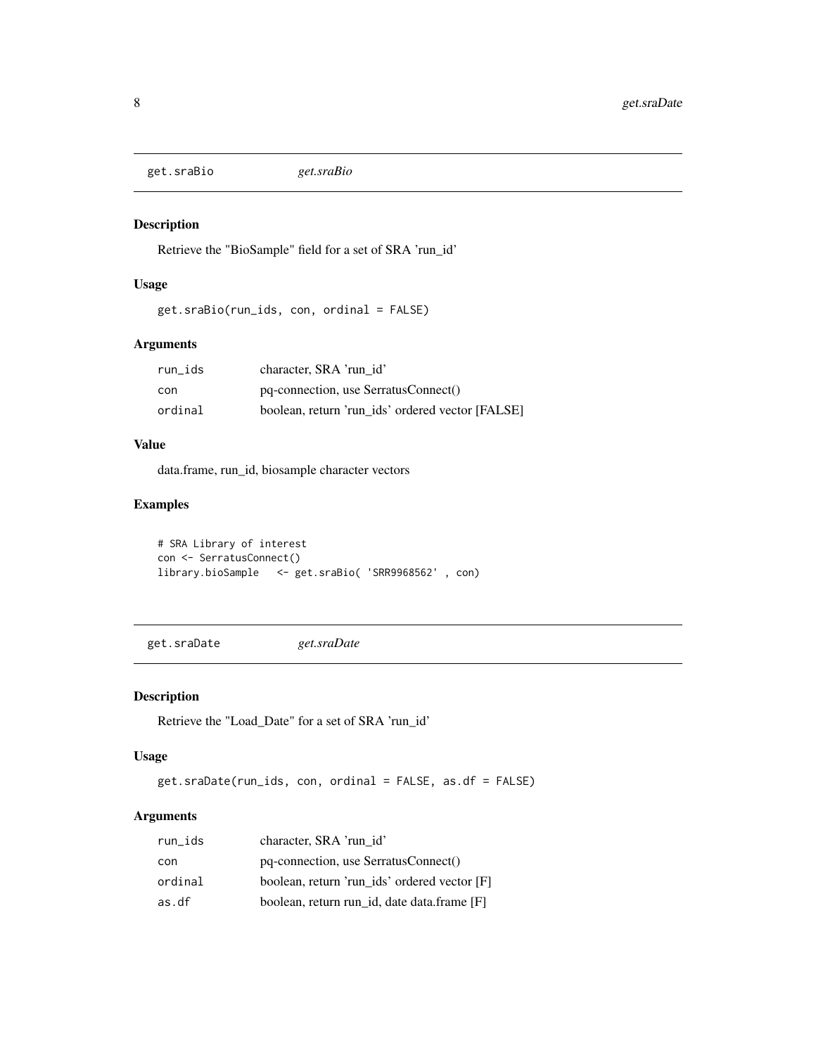## get.sraBio *get.sraBio*

### Description

Retrieve the "BioSample" field for a set of SRA 'run_id'

### Usage

```
get.sraBio(run_ids, con, ordinal = FALSE)
```

### Arguments

| | |
|---|---|
| run_ids | character, SRA 'run_id' |
| con | pq-connection, use SerratusConnect() |
| ordinal | boolean, return 'run_ids' ordered vector [FALSE] |

### Value

data.frame, run_id, biosample character vectors

### Examples

```
# SRA Library of interest
con <- SerratusConnect()
library.bioSample   <- get.sraBio( 'SRR9968562' , con)
```

## get.sraDate *get.sraDate*

### Description

Retrieve the "Load_Date" for a set of SRA 'run_id'

### Usage

```
get.sraDate(run_ids, con, ordinal = FALSE, as.df = FALSE)
```

### Arguments

| | |
|---|---|
| run_ids | character, SRA 'run_id' |
| con | pq-connection, use SerratusConnect() |
| ordinal | boolean, return 'run_ids' ordered vector [F] |
| as.df | boolean, return run_id, date data.frame [F] |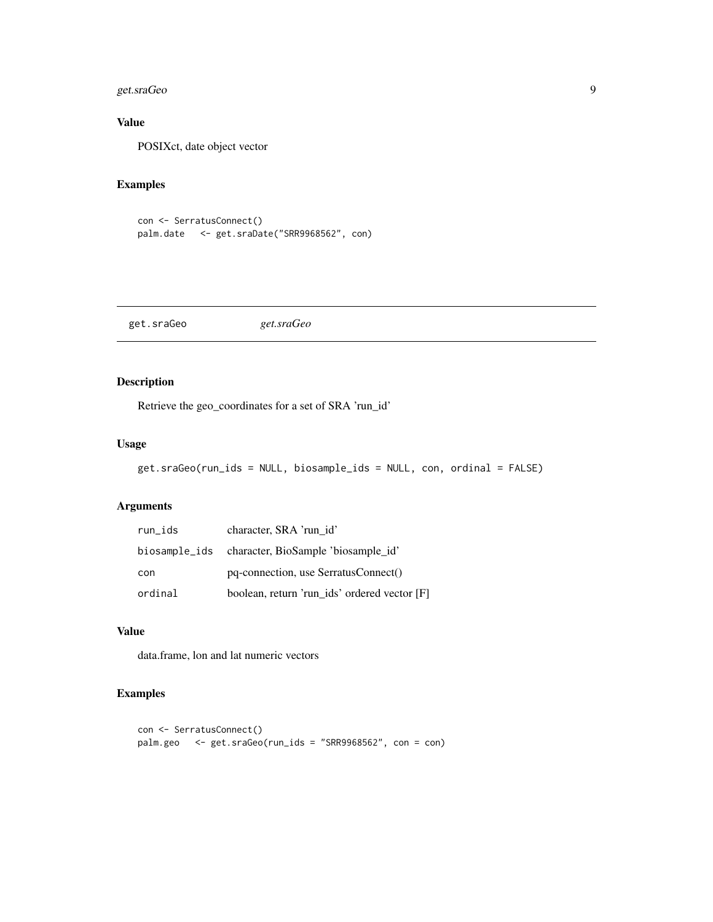## Value

POSIXct, date object vector

## Examples

```
con <- SerratusConnect()
palm.date   <- get.sraDate("SRR9968562", con)
```

---

# get.sraGeo — *get.sraGeo*

## Description

Retrieve the geo_coordinates for a set of SRA 'run_id'

## Usage

```
get.sraGeo(run_ids = NULL, biosample_ids = NULL, con, ordinal = FALSE)
```

## Arguments

| | |
|---|---|
| run_ids | character, SRA 'run_id' |
| biosample_ids | character, BioSample 'biosample_id' |
| con | pq-connection, use SerratusConnect() |
| ordinal | boolean, return 'run_ids' ordered vector [F] |

## Value

data.frame, lon and lat numeric vectors

## Examples

```
con <- SerratusConnect()
palm.geo   <- get.sraGeo(run_ids = "SRR9968562", con = con)
```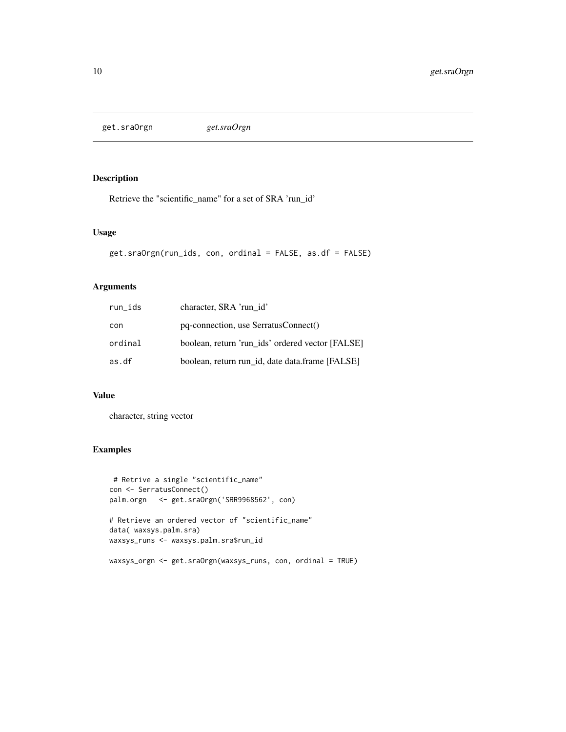## get.sraOrgn *get.sraOrgn*

### Description

Retrieve the "scientific_name" for a set of SRA 'run_id'

### Usage

```
get.sraOrgn(run_ids, con, ordinal = FALSE, as.df = FALSE)
```

### Arguments

| | |
|---|---|
| run_ids | character, SRA 'run_id' |
| con | pq-connection, use SerratusConnect() |
| ordinal | boolean, return 'run_ids' ordered vector [FALSE] |
| as.df | boolean, return run_id, date data.frame [FALSE] |

### Value

character, string vector

### Examples

```
 # Retrive a single "scientific_name"
con <- SerratusConnect()
palm.orgn   <- get.sraOrgn('SRR9968562', con)

# Retrieve an ordered vector of "scientific_name"
data( waxsys.palm.sra)
waxsys_runs <- waxsys.palm.sra$run_id

waxsys_orgn <- get.sraOrgn(waxsys_runs, con, ordinal = TRUE)
```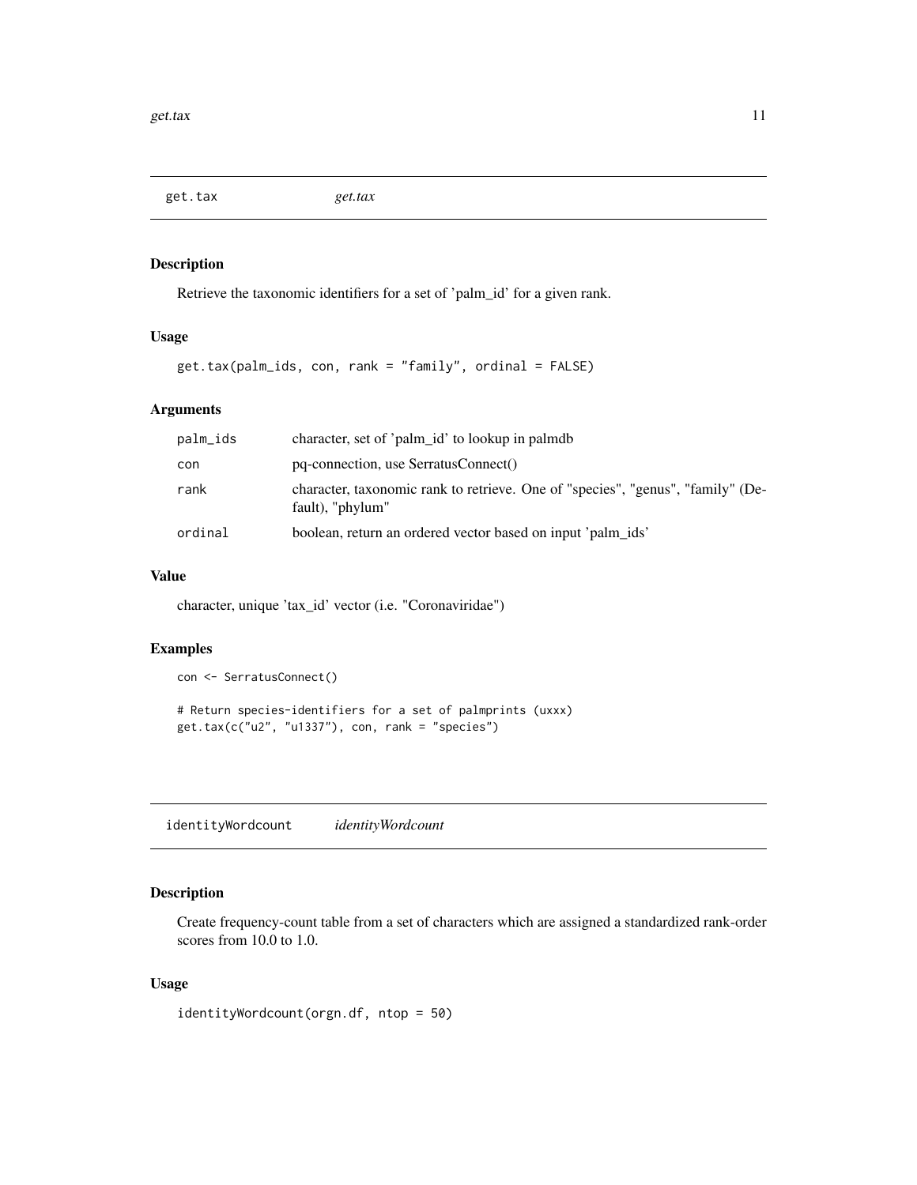## get.tax *get.tax*

### Description

Retrieve the taxonomic identifiers for a set of 'palm_id' for a given rank.

### Usage

```
get.tax(palm_ids, con, rank = "family", ordinal = FALSE)
```

### Arguments

| | |
|---|---|
| palm_ids | character, set of 'palm_id' to lookup in palmdb |
| con | pq-connection, use SerratusConnect() |
| rank | character, taxonomic rank to retrieve. One of "species", "genus", "family" (Default), "phylum" |
| ordinal | boolean, return an ordered vector based on input 'palm_ids' |

### Value

character, unique 'tax_id' vector (i.e. "Coronaviridae")

### Examples

```
con <- SerratusConnect()

# Return species-identifiers for a set of palmprints (uxxx)
get.tax(c("u2", "u1337"), con, rank = "species")
```

## identityWordcount *identityWordcount*

### Description

Create frequency-count table from a set of characters which are assigned a standardized rank-order scores from 10.0 to 1.0.

### Usage

```
identityWordcount(orgn.df, ntop = 50)
```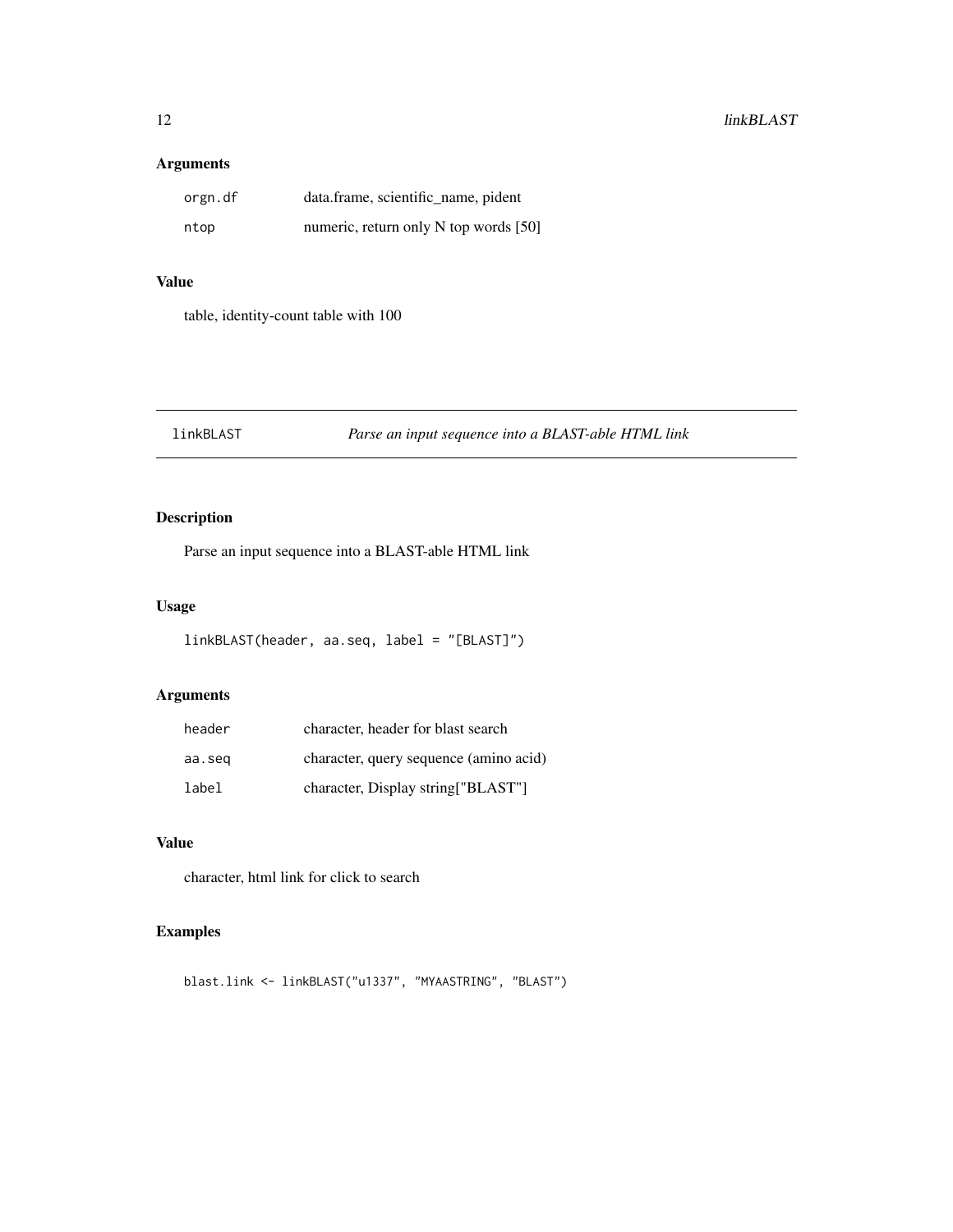### Arguments

| | |
|---|---|
| orgn.df | data.frame, scientific_name, pident |
| ntop | numeric, return only N top words [50] |

### Value

table, identity-count table with 100

---

## linkBLAST *Parse an input sequence into a BLAST-able HTML link*

### Description

Parse an input sequence into a BLAST-able HTML link

### Usage

```
linkBLAST(header, aa.seq, label = "[BLAST]")
```

### Arguments

| | |
|---|---|
| header | character, header for blast search |
| aa.seq | character, query sequence (amino acid) |
| label | character, Display string["BLAST"] |

### Value

character, html link for click to search

### Examples

```
blast.link <- linkBLAST("u1337", "MYAASTRING", "BLAST")
```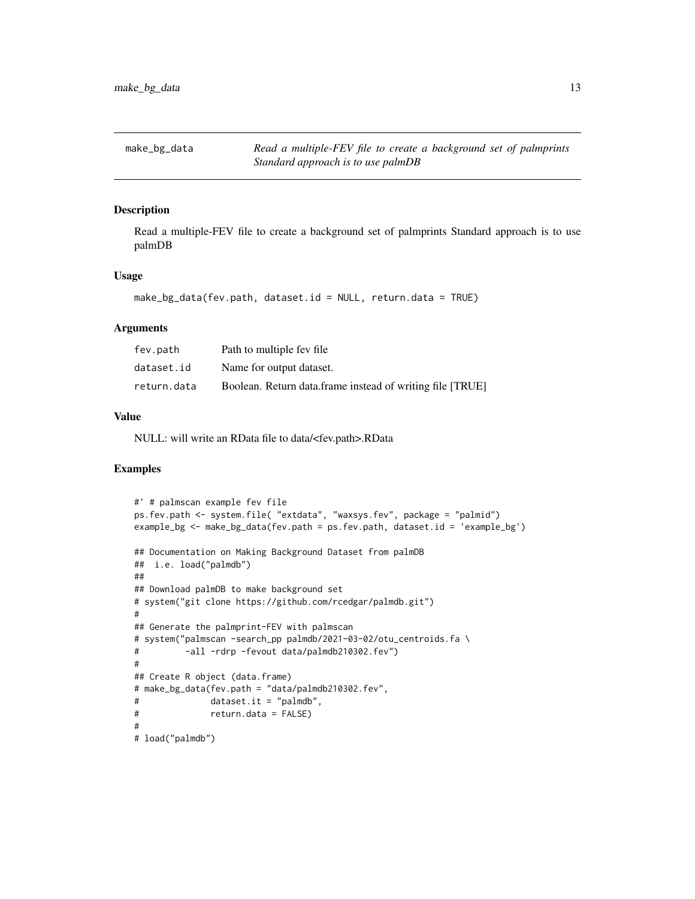make_bg_data — *Read a multiple-FEV file to create a background set of palmprints Standard approach is to use palmDB*

## Description

Read a multiple-FEV file to create a background set of palmprints Standard approach is to use palmDB

## Usage

```
make_bg_data(fev.path, dataset.id = NULL, return.data = TRUE)
```

## Arguments

| | |
|---|---|
| fev.path | Path to multiple fev file |
| dataset.id | Name for output dataset. |
| return.data | Boolean. Return data.frame instead of writing file [TRUE] |

## Value

NULL: will write an RData file to data/<fev.path>.RData

## Examples

```
#' # palmscan example fev file
ps.fev.path <- system.file( "extdata", "waxsys.fev", package = "palmid")
example_bg <- make_bg_data(fev.path = ps.fev.path, dataset.id = 'example_bg')

## Documentation on Making Background Dataset from palmDB
##  i.e. load("palmdb")
##
## Download palmDB to make background set
# system("git clone https://github.com/rcedgar/palmdb.git")
#
## Generate the palmprint-FEV with palmscan
# system("palmscan -search_pp palmdb/2021-03-02/otu_centroids.fa \
#         -all -rdrp -fevout data/palmdb210302.fev")
#
## Create R object (data.frame)
# make_bg_data(fev.path = "data/palmdb210302.fev",
#              dataset.it = "palmdb",
#              return.data = FALSE)
#
# load("palmdb")
```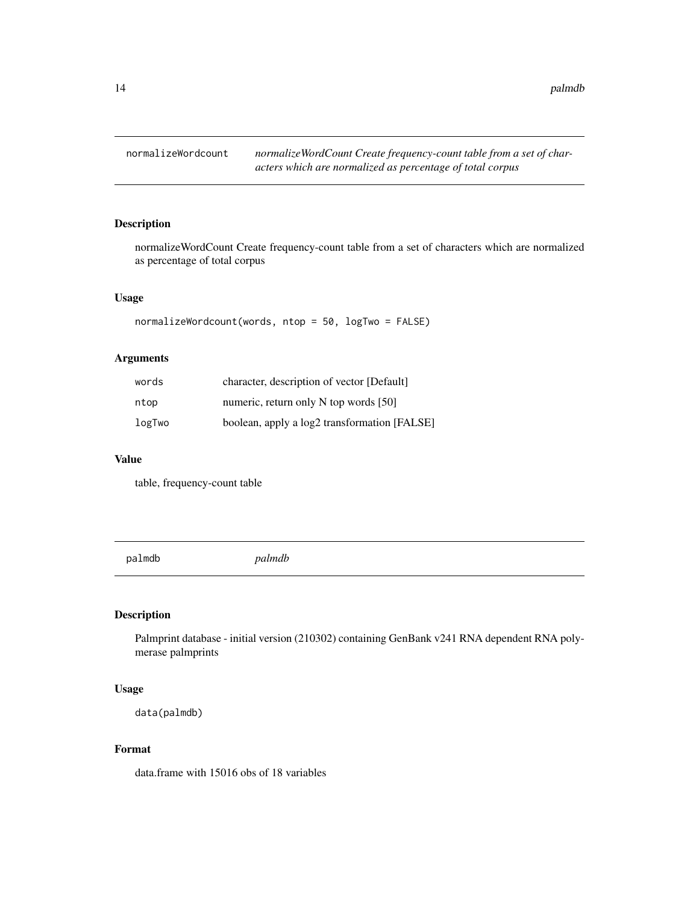## normalizeWordcount

*normalizeWordCount Create frequency-count table from a set of characters which are normalized as percentage of total corpus*

### Description

normalizeWordCount Create frequency-count table from a set of characters which are normalized as percentage of total corpus

### Usage

```
normalizeWordcount(words, ntop = 50, logTwo = FALSE)
```

### Arguments

| | |
|---|---|
| words | character, description of vector [Default] |
| ntop | numeric, return only N top words [50] |
| logTwo | boolean, apply a log2 transformation [FALSE] |

### Value

table, frequency-count table

## palmdb

*palmdb*

### Description

Palmprint database - initial version (210302) containing GenBank v241 RNA dependent RNA polymerase palmprints

### Usage

```
data(palmdb)
```

### Format

data.frame with 15016 obs of 18 variables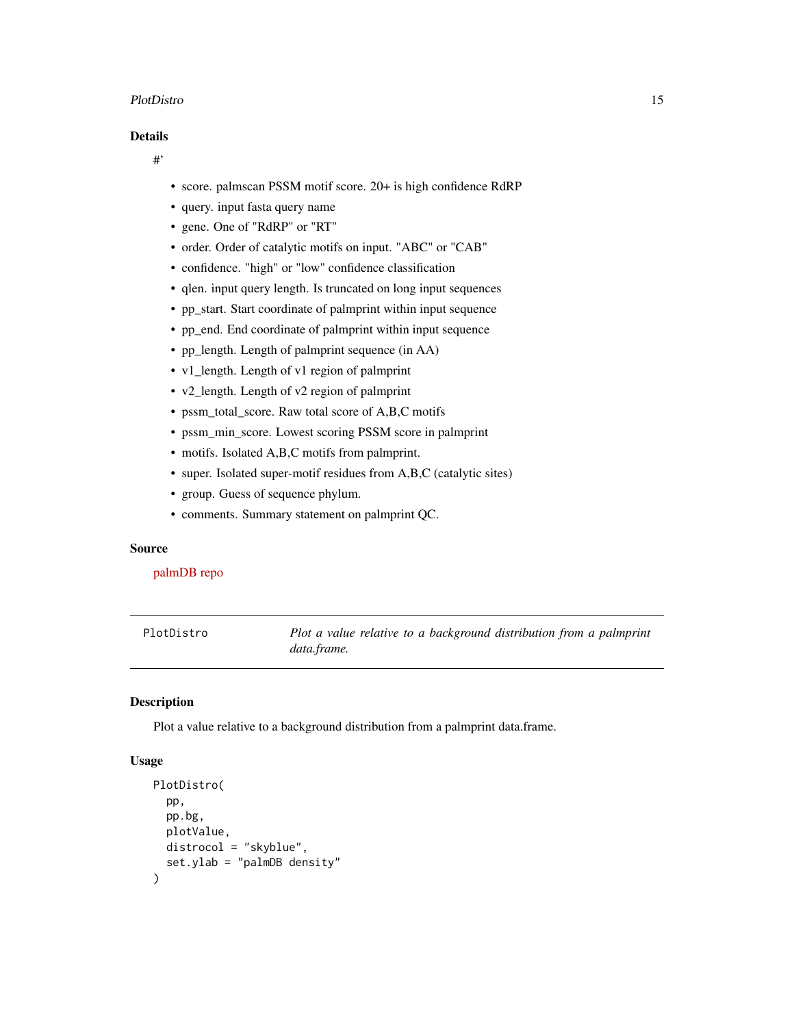## Details

#'

- score. palmscan PSSM motif score. 20+ is high confidence RdRP
- query. input fasta query name
- gene. One of "RdRP" or "RT"
- order. Order of catalytic motifs on input. "ABC" or "CAB"
- confidence. "high" or "low" confidence classification
- qlen. input query length. Is truncated on long input sequences
- pp_start. Start coordinate of palmprint within input sequence
- pp_end. End coordinate of palmprint within input sequence
- pp_length. Length of palmprint sequence (in AA)
- v1_length. Length of v1 region of palmprint
- v2_length. Length of v2 region of palmprint
- pssm_total_score. Raw total score of A,B,C motifs
- pssm_min_score. Lowest scoring PSSM score in palmprint
- motifs. Isolated A,B,C motifs from palmprint.
- super. Isolated super-motif residues from A,B,C (catalytic sites)
- group. Guess of sequence phylum.
- comments. Summary statement on palmprint QC.

## Source

palmDB repo

---

# PlotDistro — *Plot a value relative to a background distribution from a palmprint data.frame.*

---

## Description

Plot a value relative to a background distribution from a palmprint data.frame.

## Usage

```
PlotDistro(
  pp,
  pp.bg,
  plotValue,
  distrocol = "skyblue",
  set.ylab = "palmDB density"
)
```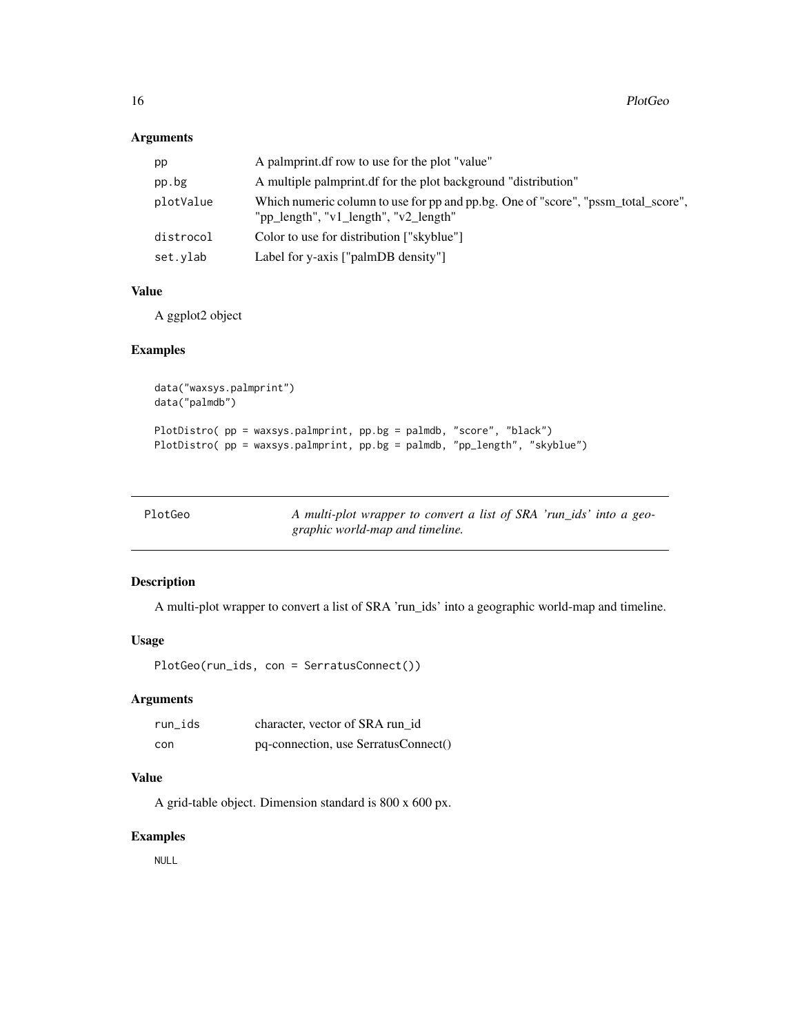### Arguments

| | |
|---|---|
| pp | A palmprint.df row to use for the plot "value" |
| pp.bg | A multiple palmprint.df for the plot background "distribution" |
| plotValue | Which numeric column to use for pp and pp.bg. One of "score", "pssm_total_score", "pp_length", "v1_length", "v2_length" |
| distrocol | Color to use for distribution ["skyblue"] |
| set.ylab | Label for y-axis ["palmDB density"] |

### Value

A ggplot2 object

### Examples

```
data("waxsys.palmprint")
data("palmdb")

PlotDistro( pp = waxsys.palmprint, pp.bg = palmdb, "score", "black")
PlotDistro( pp = waxsys.palmprint, pp.bg = palmdb, "pp_length", "skyblue")
```

---

## PlotGeo — *A multi-plot wrapper to convert a list of SRA 'run_ids' into a geographic world-map and timeline.*

### Description

A multi-plot wrapper to convert a list of SRA 'run_ids' into a geographic world-map and timeline.

### Usage

```
PlotGeo(run_ids, con = SerratusConnect())
```

### Arguments

| | |
|---|---|
| run_ids | character, vector of SRA run_id |
| con | pq-connection, use SerratusConnect() |

### Value

A grid-table object. Dimension standard is 800 x 600 px.

### Examples

```
NULL
```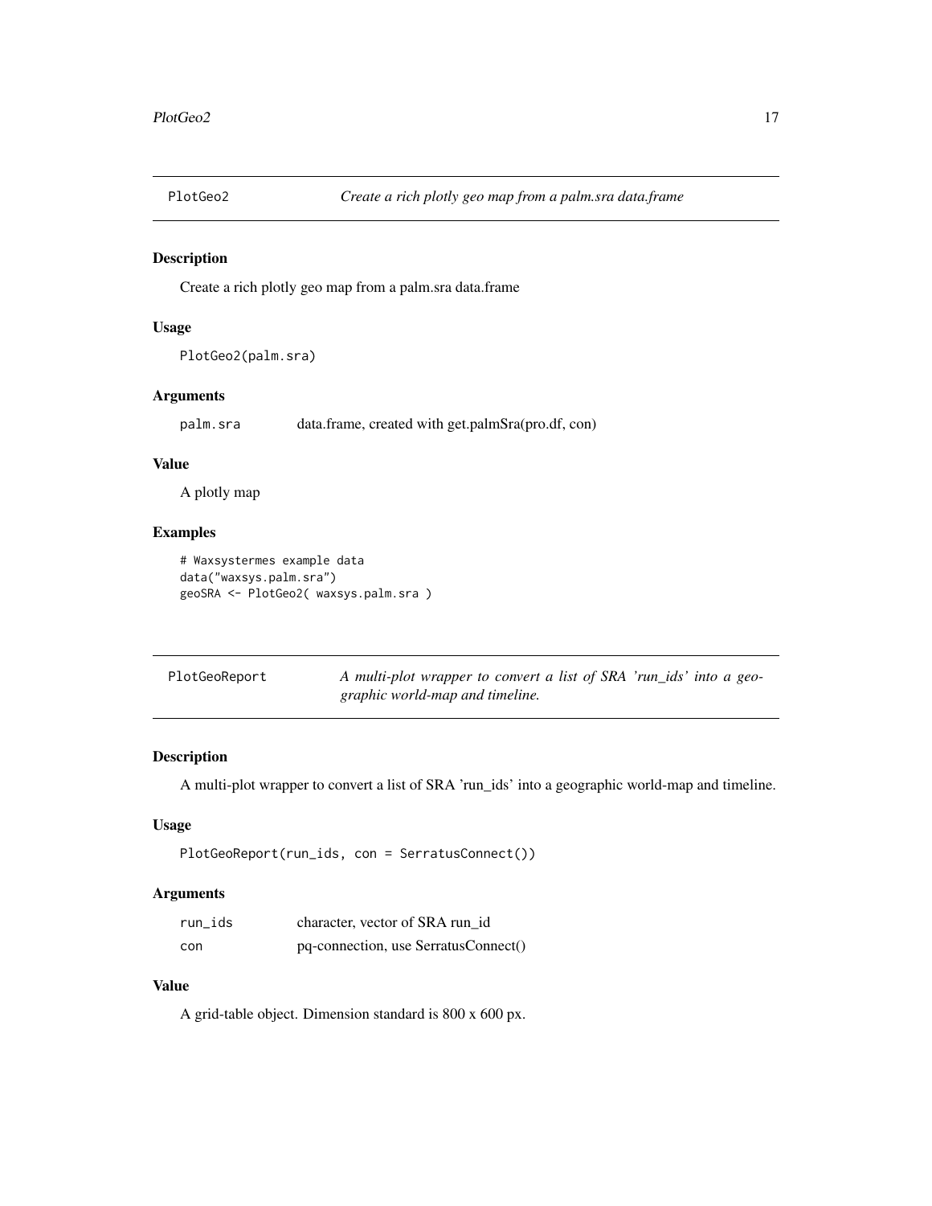## PlotGeo2 — *Create a rich plotly geo map from a palm.sra data.frame*

### Description

Create a rich plotly geo map from a palm.sra data.frame

### Usage

```
PlotGeo2(palm.sra)
```

### Arguments

| | |
|---|---|
| `palm.sra` | data.frame, created with get.palmSra(pro.df, con) |

### Value

A plotly map

### Examples

```
# Waxsystermes example data
data("waxsys.palm.sra")
geoSRA <- PlotGeo2( waxsys.palm.sra )
```

## PlotGeoReport — *A multi-plot wrapper to convert a list of SRA 'run_ids' into a geographic world-map and timeline.*

### Description

A multi-plot wrapper to convert a list of SRA 'run_ids' into a geographic world-map and timeline.

### Usage

```
PlotGeoReport(run_ids, con = SerratusConnect())
```

### Arguments

| | |
|---|---|
| `run_ids` | character, vector of SRA run_id |
| `con` | pq-connection, use SerratusConnect() |

### Value

A grid-table object. Dimension standard is 800 x 600 px.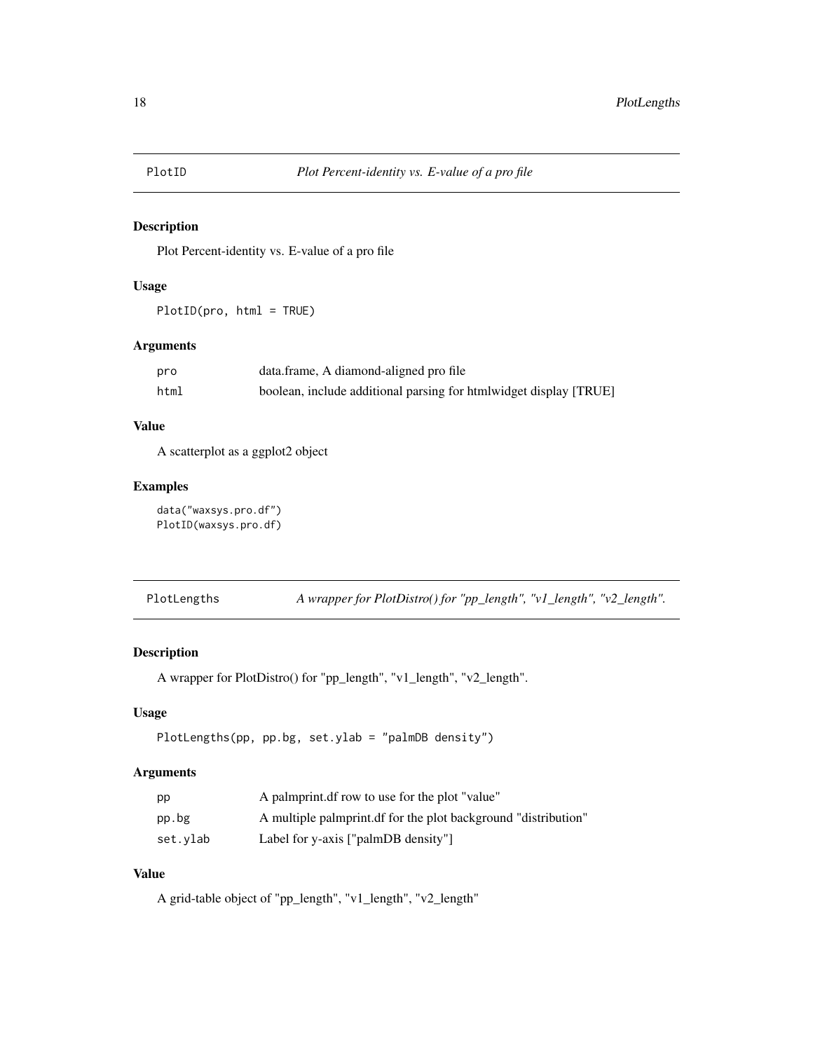## PlotID — *Plot Percent-identity vs. E-value of a pro file*

### Description

Plot Percent-identity vs. E-value of a pro file

### Usage

```
PlotID(pro, html = TRUE)
```

### Arguments

| | |
|---|---|
| pro | data.frame, A diamond-aligned pro file |
| html | boolean, include additional parsing for htmlwidget display [TRUE] |

### Value

A scatterplot as a ggplot2 object

### Examples

```
data("waxsys.pro.df")
PlotID(waxsys.pro.df)
```

## PlotLengths — *A wrapper for PlotDistro() for "pp_length", "v1_length", "v2_length".*

### Description

A wrapper for PlotDistro() for "pp_length", "v1_length", "v2_length".

### Usage

```
PlotLengths(pp, pp.bg, set.ylab = "palmDB density")
```

### Arguments

| | |
|---|---|
| pp | A palmprint.df row to use for the plot "value" |
| pp.bg | A multiple palmprint.df for the plot background "distribution" |
| set.ylab | Label for y-axis ["palmDB density"] |

### Value

A grid-table object of "pp_length", "v1_length", "v2_length"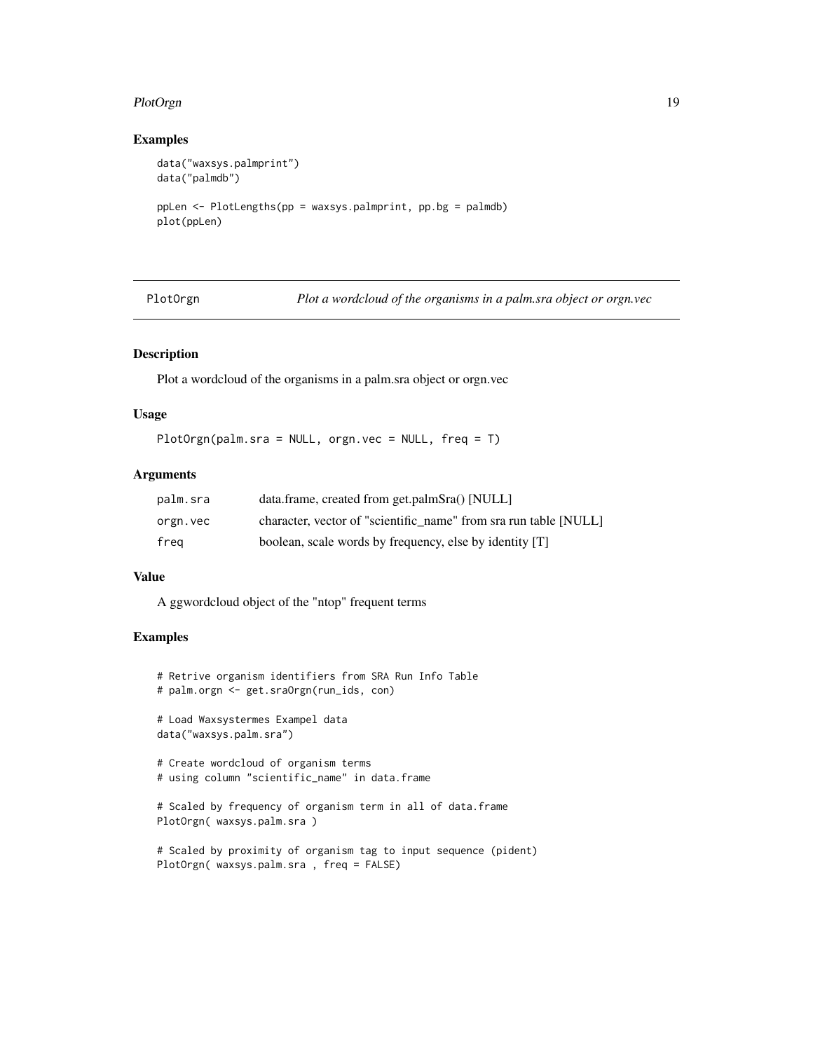## Examples

```
data("waxsys.palmprint")
data("palmdb")

ppLen <- PlotLengths(pp = waxsys.palmprint, pp.bg = palmdb)
plot(ppLen)
```

---

## PlotOrgn — *Plot a wordcloud of the organisms in a palm.sra object or orgn.vec*

### Description

Plot a wordcloud of the organisms in a palm.sra object or orgn.vec

### Usage

```
PlotOrgn(palm.sra = NULL, orgn.vec = NULL, freq = T)
```

### Arguments

| | |
|---|---|
| palm.sra | data.frame, created from get.palmSra() [NULL] |
| orgn.vec | character, vector of "scientific_name" from sra run table [NULL] |
| freq | boolean, scale words by frequency, else by identity [T] |

### Value

A ggwordcloud object of the "ntop" frequent terms

### Examples

```
# Retrive organism identifiers from SRA Run Info Table
# palm.orgn <- get.sraOrgn(run_ids, con)

# Load Waxsystermes Exampel data
data("waxsys.palm.sra")

# Create wordcloud of organism terms
# using column "scientific_name" in data.frame

# Scaled by frequency of organism term in all of data.frame
PlotOrgn( waxsys.palm.sra )

# Scaled by proximity of organism tag to input sequence (pident)
PlotOrgn( waxsys.palm.sra , freq = FALSE)
```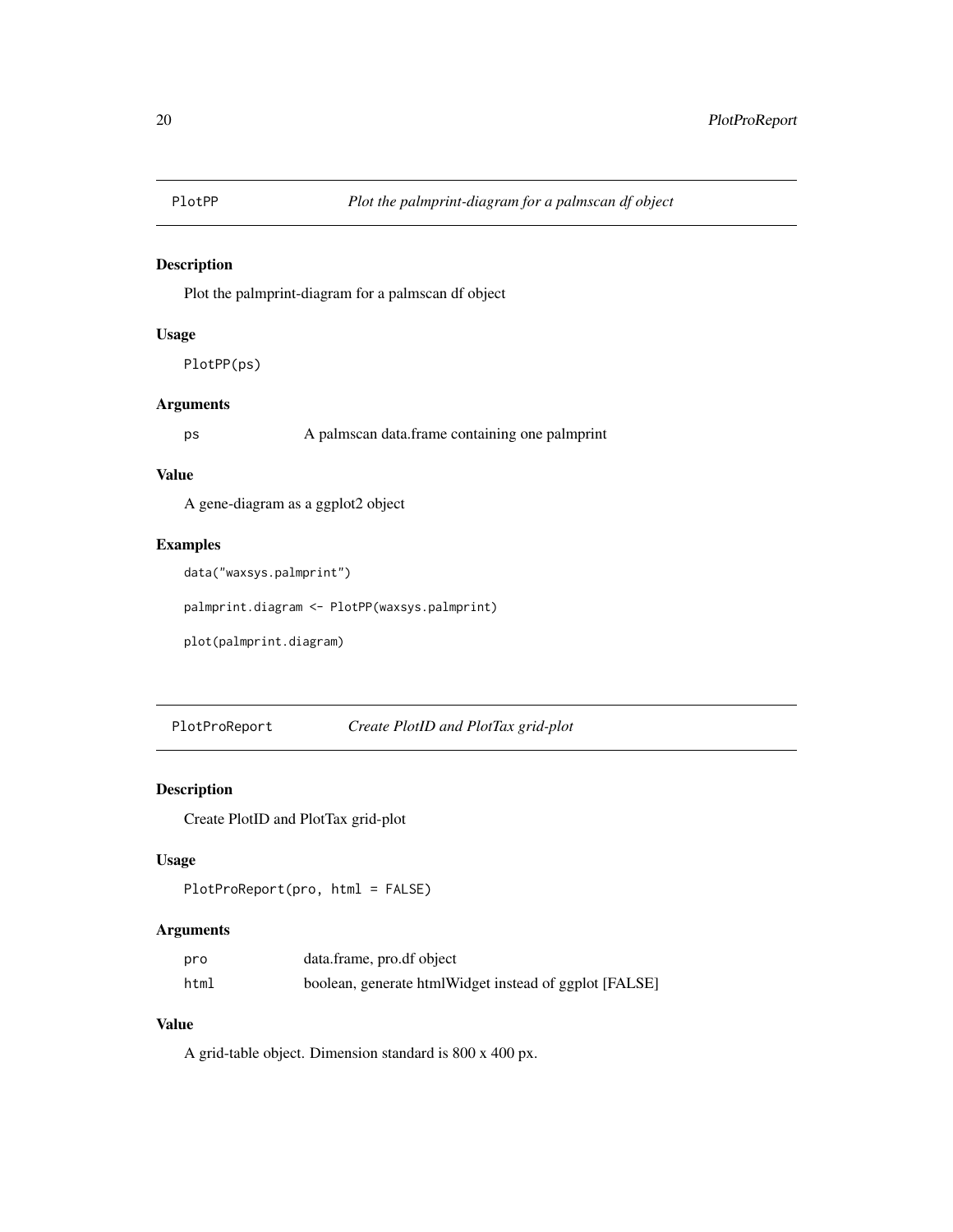## PlotPP — *Plot the palmprint-diagram for a palmscan df object*

### Description

Plot the palmprint-diagram for a palmscan df object

### Usage

```
PlotPP(ps)
```

### Arguments

| | |
|---|---|
| ps | A palmscan data.frame containing one palmprint |

### Value

A gene-diagram as a ggplot2 object

### Examples

```
data("waxsys.palmprint")

palmprint.diagram <- PlotPP(waxsys.palmprint)

plot(palmprint.diagram)
```

## PlotProReport — *Create PlotID and PlotTax grid-plot*

### Description

Create PlotID and PlotTax grid-plot

### Usage

```
PlotProReport(pro, html = FALSE)
```

### Arguments

| | |
|---|---|
| pro | data.frame, pro.df object |
| html | boolean, generate htmlWidget instead of ggplot [FALSE] |

### Value

A grid-table object. Dimension standard is 800 x 400 px.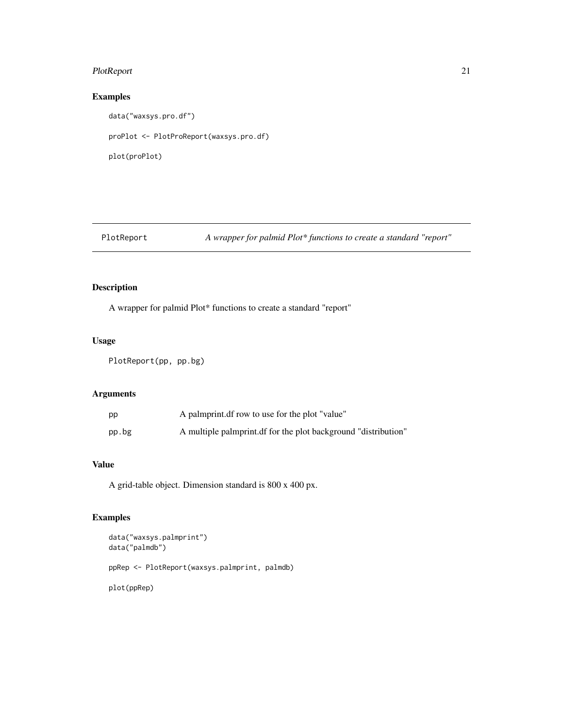## Examples

```
data("waxsys.pro.df")

proPlot <- PlotProReport(waxsys.pro.df)

plot(proPlot)
```

---

## PlotReport — *A wrapper for palmid Plot\* functions to create a standard "report"*

---

### Description

A wrapper for palmid Plot* functions to create a standard "report"

### Usage

```
PlotReport(pp, pp.bg)
```

### Arguments

| | |
|---|---|
| pp | A palmprint.df row to use for the plot "value" |
| pp.bg | A multiple palmprint.df for the plot background "distribution" |

### Value

A grid-table object. Dimension standard is 800 x 400 px.

### Examples

```
data("waxsys.palmprint")
data("palmdb")

ppRep <- PlotReport(waxsys.palmprint, palmdb)

plot(ppRep)
```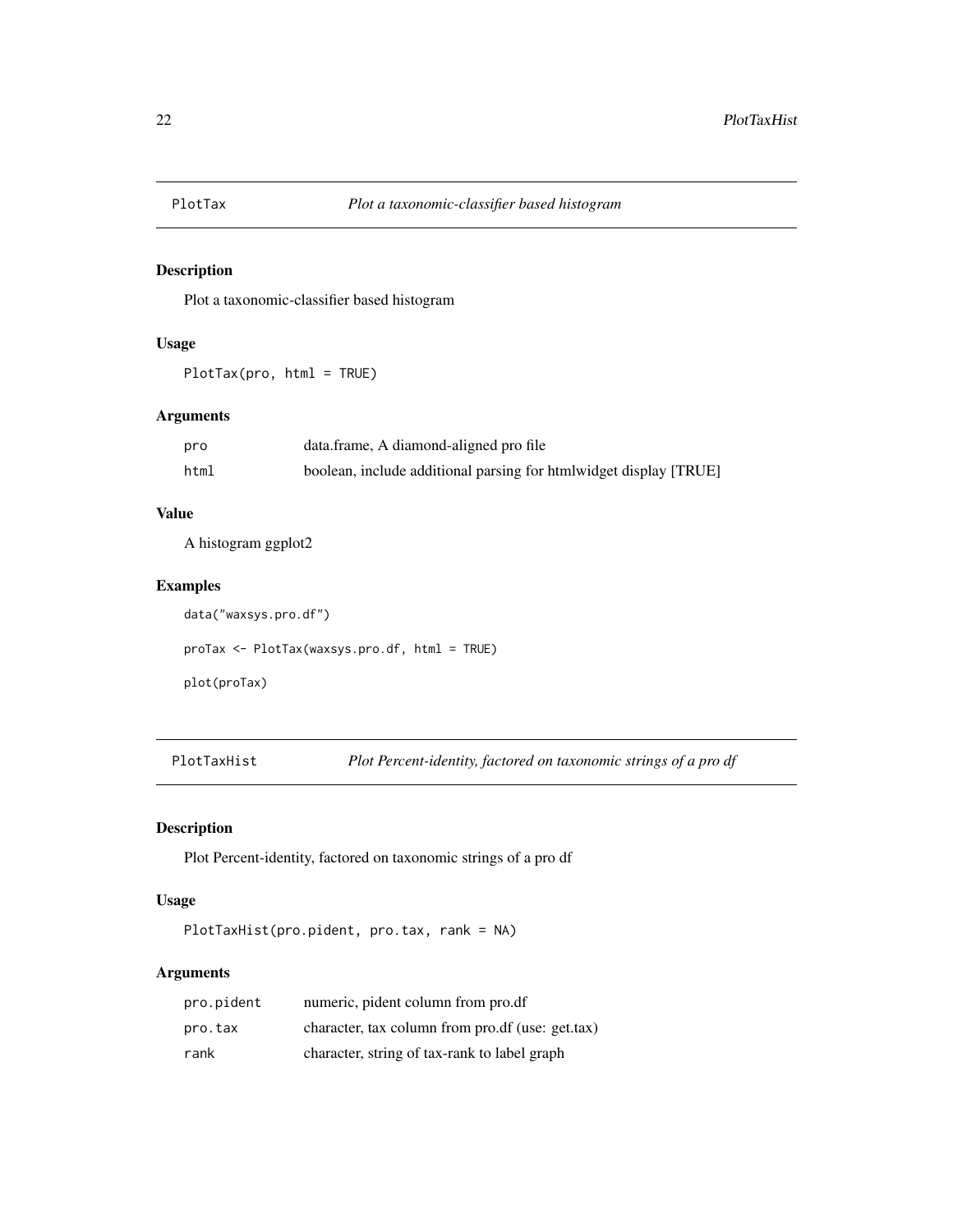## PlotTax — *Plot a taxonomic-classifier based histogram*

### Description

Plot a taxonomic-classifier based histogram

### Usage

```
PlotTax(pro, html = TRUE)
```

### Arguments

| | |
|---|---|
| pro | data.frame, A diamond-aligned pro file |
| html | boolean, include additional parsing for htmlwidget display [TRUE] |

### Value

A histogram ggplot2

### Examples

```
data("waxsys.pro.df")

proTax <- PlotTax(waxsys.pro.df, html = TRUE)

plot(proTax)
```

## PlotTaxHist — *Plot Percent-identity, factored on taxonomic strings of a pro df*

### Description

Plot Percent-identity, factored on taxonomic strings of a pro df

### Usage

```
PlotTaxHist(pro.pident, pro.tax, rank = NA)
```

### Arguments

| | |
|---|---|
| pro.pident | numeric, pident column from pro.df |
| pro.tax | character, tax column from pro.df (use: get.tax) |
| rank | character, string of tax-rank to label graph |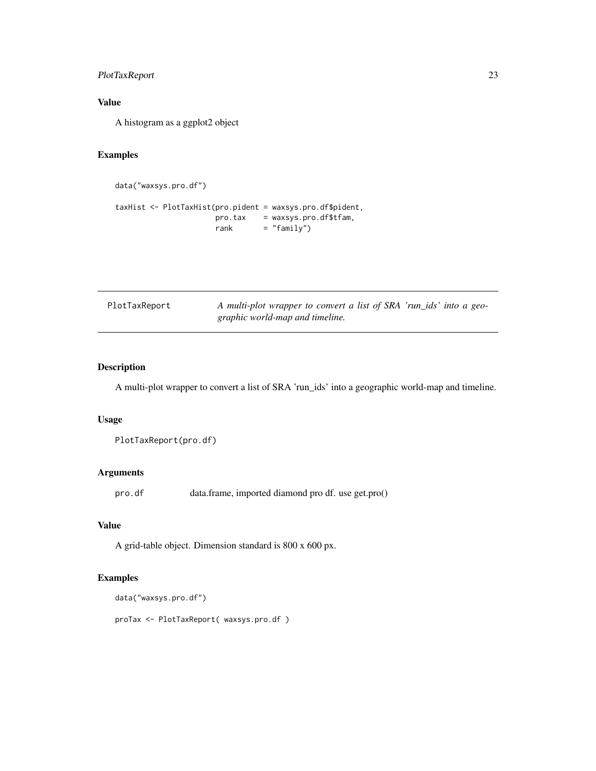### Value

A histogram as a ggplot2 object

### Examples

```
data("waxsys.pro.df")

taxHist <- PlotTaxHist(pro.pident = waxsys.pro.df$pident,
                       pro.tax    = waxsys.pro.df$tfam,
                       rank       = "family")
```

---

## PlotTaxReport — *A multi-plot wrapper to convert a list of SRA 'run_ids' into a geographic world-map and timeline.*

---

### Description

A multi-plot wrapper to convert a list of SRA 'run_ids' into a geographic world-map and timeline.

### Usage

```
PlotTaxReport(pro.df)
```

### Arguments

| | |
|---|---|
| pro.df | data.frame, imported diamond pro df. use get.pro() |

### Value

A grid-table object. Dimension standard is 800 x 600 px.

### Examples

```
data("waxsys.pro.df")

proTax <- PlotTaxReport( waxsys.pro.df )
```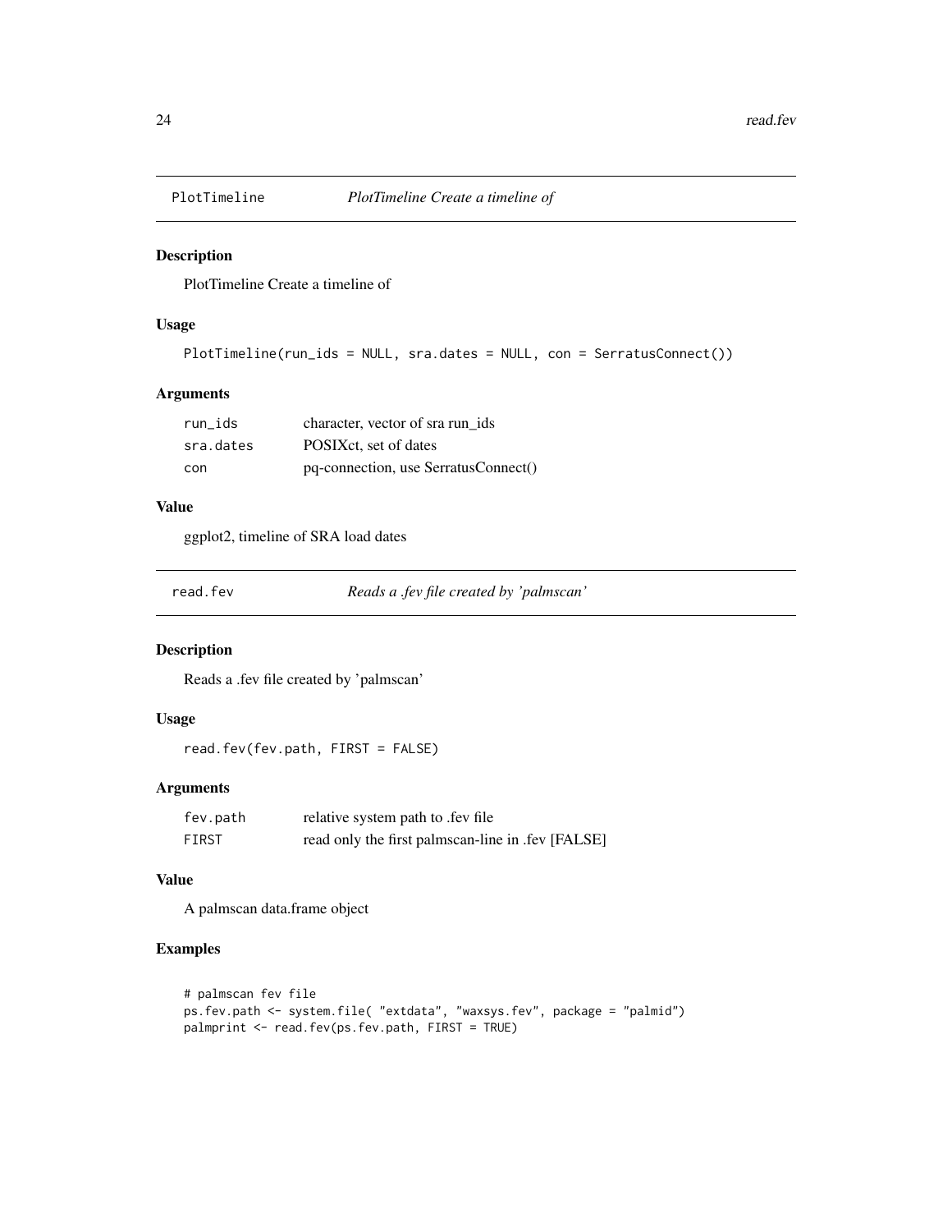## PlotTimeline *PlotTimeline Create a timeline of*

### Description

PlotTimeline Create a timeline of

### Usage

```
PlotTimeline(run_ids = NULL, sra.dates = NULL, con = SerratusConnect())
```

### Arguments

| | |
|---|---|
| run_ids | character, vector of sra run_ids |
| sra.dates | POSIXct, set of dates |
| con | pq-connection, use SerratusConnect() |

### Value

ggplot2, timeline of SRA load dates

## read.fev *Reads a .fev file created by 'palmscan'*

### Description

Reads a .fev file created by 'palmscan'

### Usage

```
read.fev(fev.path, FIRST = FALSE)
```

### Arguments

| | |
|---|---|
| fev.path | relative system path to .fev file |
| FIRST | read only the first palmscan-line in .fev [FALSE] |

### Value

A palmscan data.frame object

### Examples

```
# palmscan fev file
ps.fev.path <- system.file( "extdata", "waxsys.fev", package = "palmid")
palmprint <- read.fev(ps.fev.path, FIRST = TRUE)
```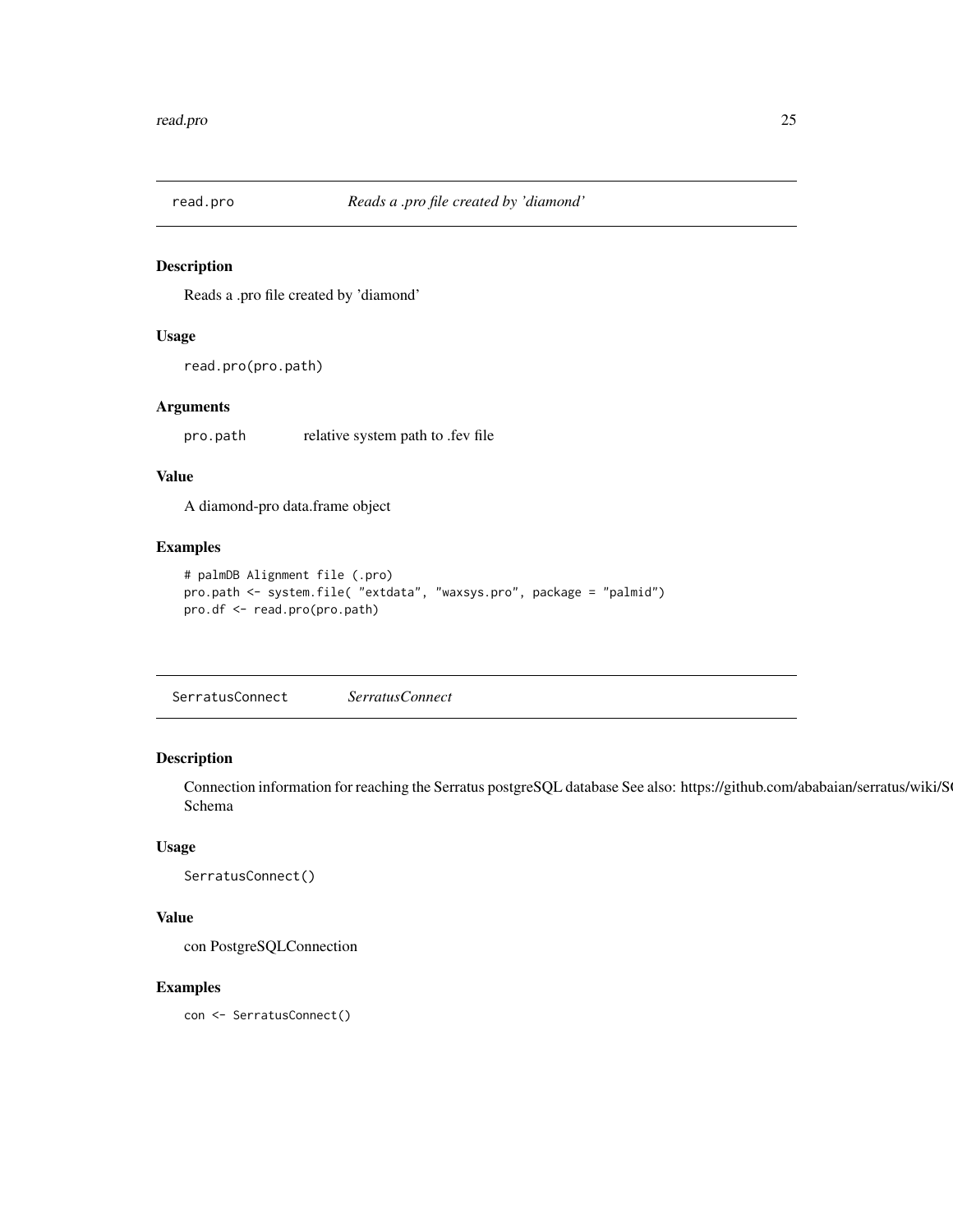## read.pro &nbsp;&nbsp;&nbsp; *Reads a .pro file created by 'diamond'*

### Description

Reads a .pro file created by 'diamond'

### Usage

```
read.pro(pro.path)
```

### Arguments

| | |
|---|---|
| `pro.path` | relative system path to .fev file |

### Value

A diamond-pro data.frame object

### Examples

```
# palmDB Alignment file (.pro)
pro.path <- system.file( "extdata", "waxsys.pro", package = "palmid")
pro.df <- read.pro(pro.path)
```

## SerratusConnect &nbsp;&nbsp;&nbsp; *SerratusConnect*

### Description

Connection information for reaching the Serratus postgreSQL database See also: https://github.com/ababaian/serratus/wiki/S( Schema

### Usage

```
SerratusConnect()
```

### Value

con PostgreSQLConnection

### Examples

```
con <- SerratusConnect()
```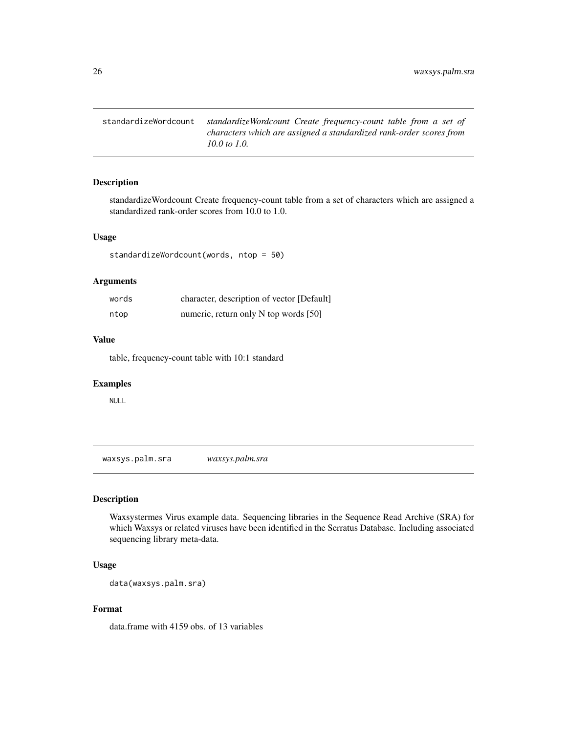## standardizeWordcount — *standardizeWordcount Create frequency-count table from a set of characters which are assigned a standardized rank-order scores from 10.0 to 1.0.*

### Description

standardizeWordcount Create frequency-count table from a set of characters which are assigned a standardized rank-order scores from 10.0 to 1.0.

### Usage

```
standardizeWordcount(words, ntop = 50)
```

### Arguments

| | |
|---|---|
| words | character, description of vector [Default] |
| ntop | numeric, return only N top words [50] |

### Value

table, frequency-count table with 10:1 standard

### Examples

```
NULL
```

## waxsys.palm.sra — *waxsys.palm.sra*

### Description

Waxsystermes Virus example data. Sequencing libraries in the Sequence Read Archive (SRA) for which Waxsys or related viruses have been identified in the Serratus Database. Including associated sequencing library meta-data.

### Usage

```
data(waxsys.palm.sra)
```

### Format

data.frame with 4159 obs. of 13 variables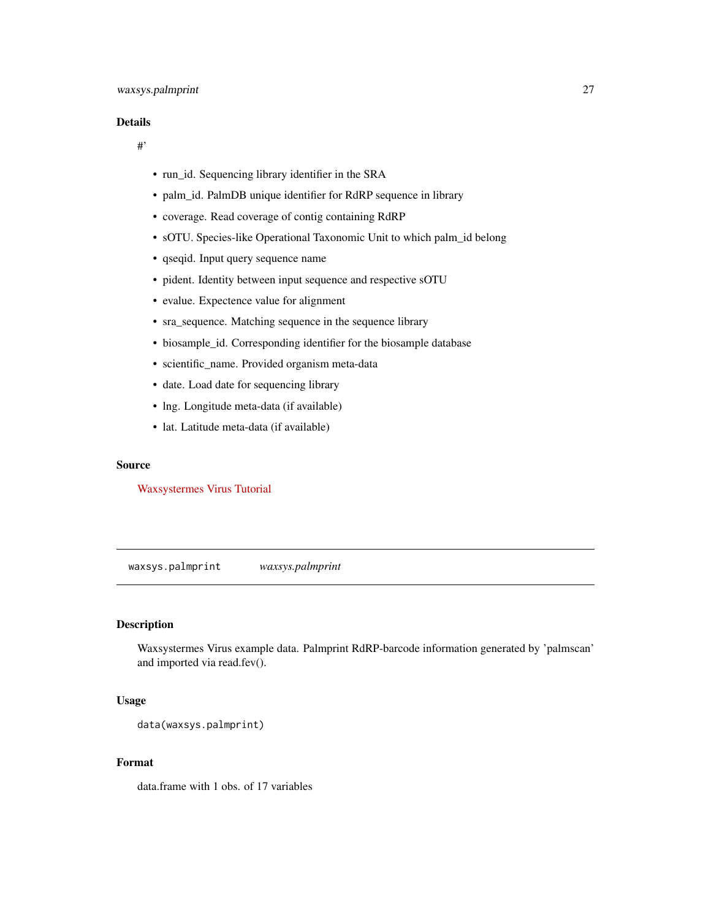### Details

#'

- run_id. Sequencing library identifier in the SRA
- palm_id. PalmDB unique identifier for RdRP sequence in library
- coverage. Read coverage of contig containing RdRP
- sOTU. Species-like Operational Taxonomic Unit to which palm_id belong
- qseqid. Input query sequence name
- pident. Identity between input sequence and respective sOTU
- evalue. Expectence value for alignment
- sra_sequence. Matching sequence in the sequence library
- biosample_id. Corresponding identifier for the biosample database
- scientific_name. Provided organism meta-data
- date. Load date for sequencing library
- lng. Longitude meta-data (if available)
- lat. Latitude meta-data (if available)

### Source

Waxsystermes Virus Tutorial

---

## waxsys.palmprint *waxsys.palmprint*

---

### Description

Waxsystermes Virus example data. Palmprint RdRP-barcode information generated by 'palmscan' and imported via read.fev().

### Usage

```
data(waxsys.palmprint)
```

### Format

data.frame with 1 obs. of 17 variables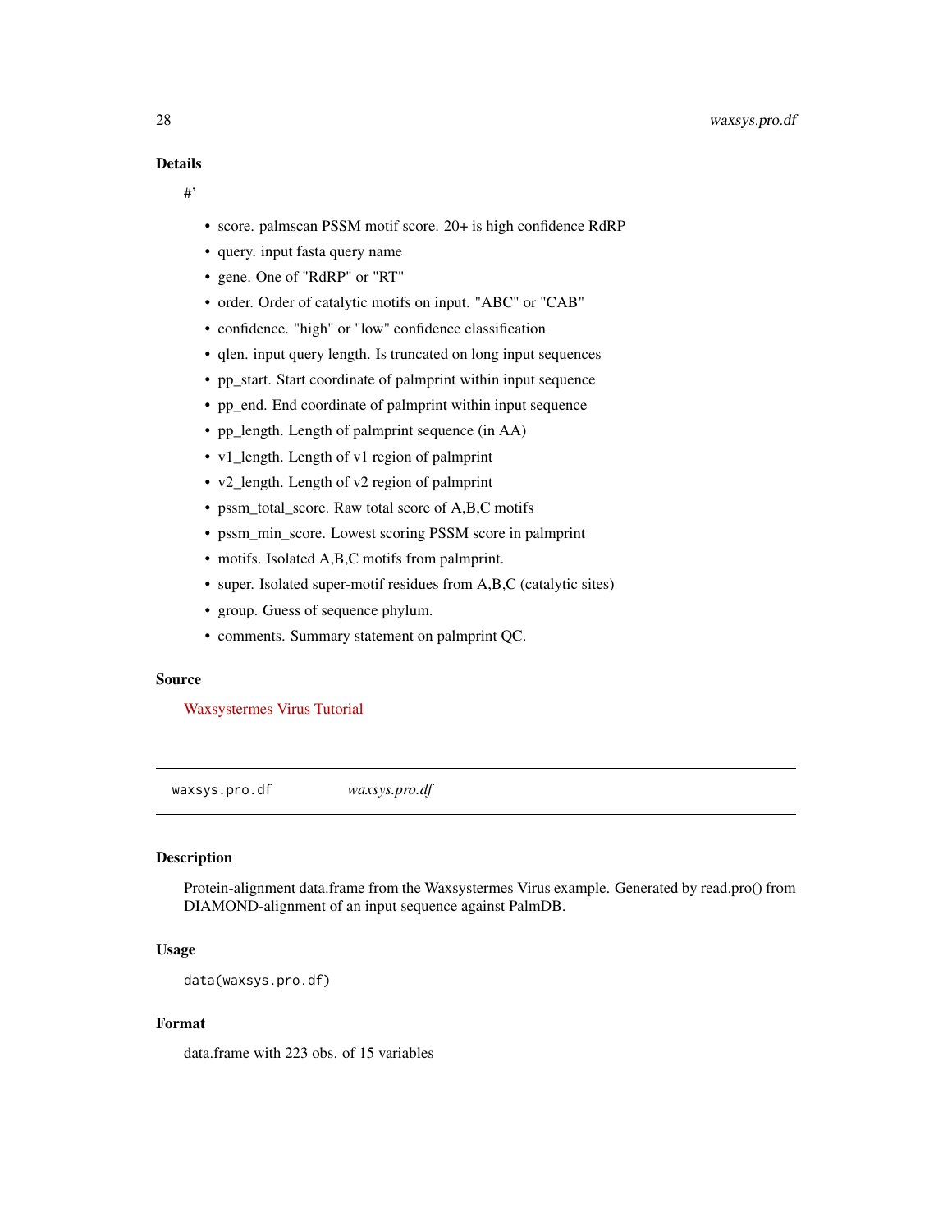### Details

#'

- score. palmscan PSSM motif score. 20+ is high confidence RdRP
- query. input fasta query name
- gene. One of "RdRP" or "RT"
- order. Order of catalytic motifs on input. "ABC" or "CAB"
- confidence. "high" or "low" confidence classification
- qlen. input query length. Is truncated on long input sequences
- pp_start. Start coordinate of palmprint within input sequence
- pp_end. End coordinate of palmprint within input sequence
- pp_length. Length of palmprint sequence (in AA)
- v1_length. Length of v1 region of palmprint
- v2_length. Length of v2 region of palmprint
- pssm_total_score. Raw total score of A,B,C motifs
- pssm_min_score. Lowest scoring PSSM score in palmprint
- motifs. Isolated A,B,C motifs from palmprint.
- super. Isolated super-motif residues from A,B,C (catalytic sites)
- group. Guess of sequence phylum.
- comments. Summary statement on palmprint QC.

### Source

Waxsystermes Virus Tutorial

---

## waxsys.pro.df *waxsys.pro.df*

---

### Description

Protein-alignment data.frame from the Waxsystermes Virus example. Generated by read.pro() from DIAMOND-alignment of an input sequence against PalmDB.

### Usage

```
data(waxsys.pro.df)
```

### Format

data.frame with 223 obs. of 15 variables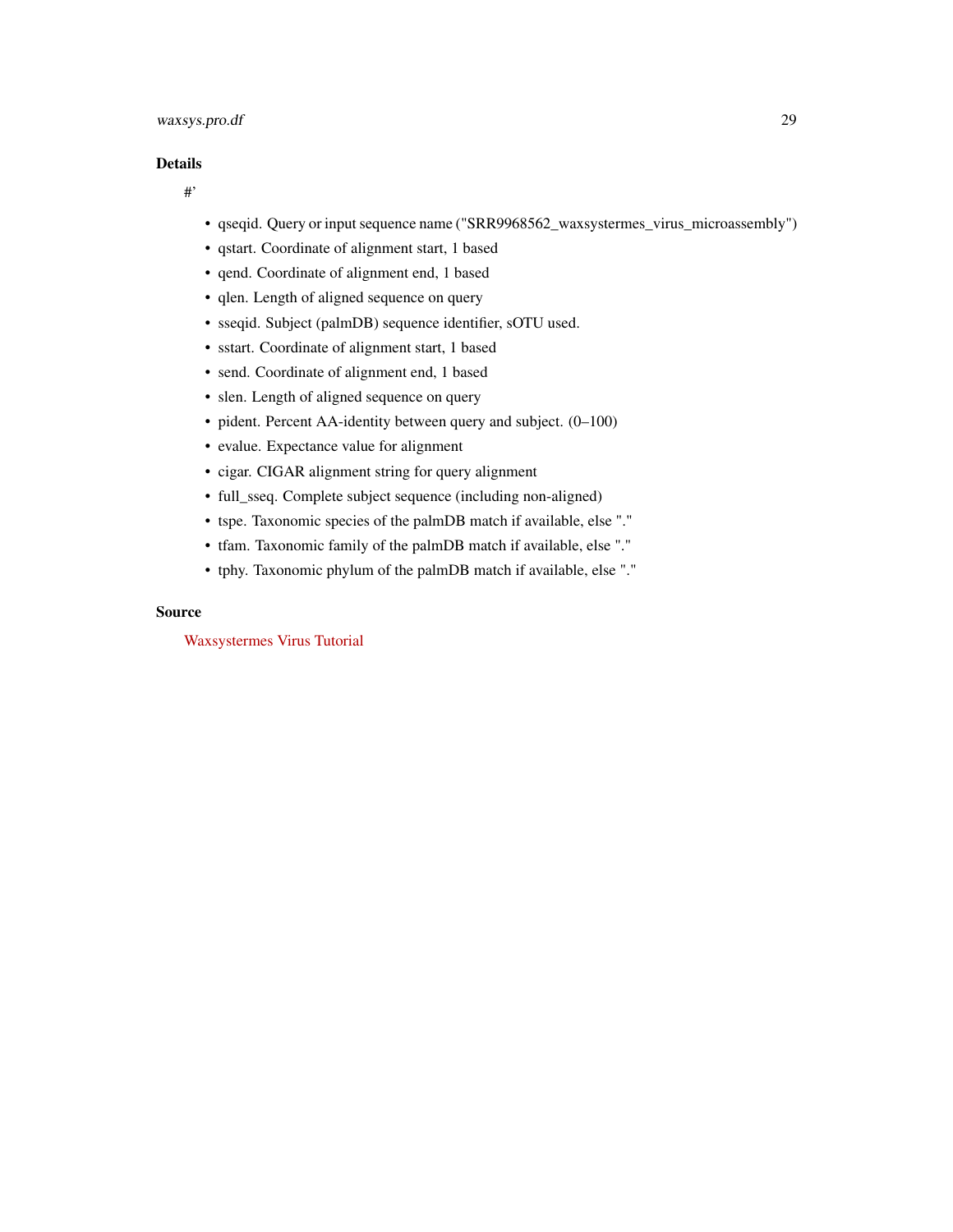### Details

#'

- qseqid. Query or input sequence name ("SRR9968562_waxsystermes_virus_microassembly")
- qstart. Coordinate of alignment start, 1 based
- qend. Coordinate of alignment end, 1 based
- qlen. Length of aligned sequence on query
- sseqid. Subject (palmDB) sequence identifier, sOTU used.
- sstart. Coordinate of alignment start, 1 based
- send. Coordinate of alignment end, 1 based
- slen. Length of aligned sequence on query
- pident. Percent AA-identity between query and subject. (0–100)
- evalue. Expectance value for alignment
- cigar. CIGAR alignment string for query alignment
- full_sseq. Complete subject sequence (including non-aligned)
- tspe. Taxonomic species of the palmDB match if available, else "."
- tfam. Taxonomic family of the palmDB match if available, else "."
- tphy. Taxonomic phylum of the palmDB match if available, else "."

### Source

Waxsystermes Virus Tutorial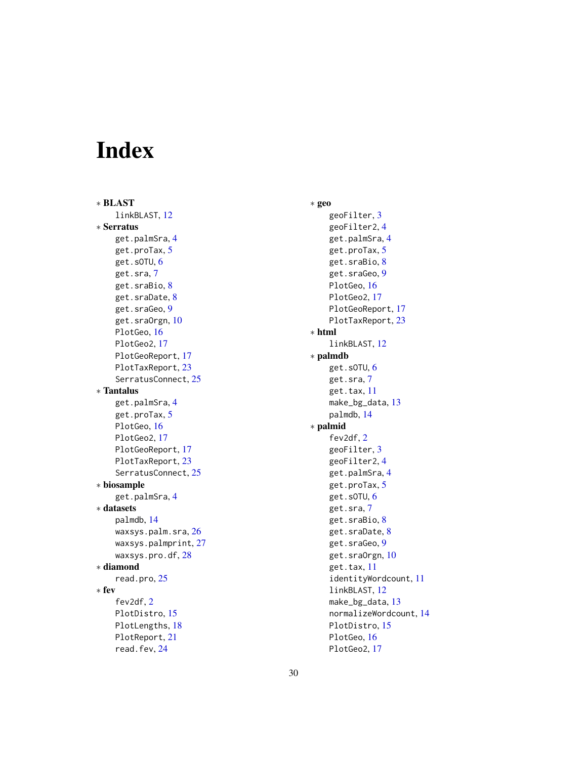# Index

* **BLAST**
  - linkBLAST, 12
* **Serratus**
  - get.palmSra, 4
  - get.proTax, 5
  - get.sOTU, 6
  - get.sra, 7
  - get.sraBio, 8
  - get.sraDate, 8
  - get.sraGeo, 9
  - get.sraOrgn, 10
  - PlotGeo, 16
  - PlotGeo2, 17
  - PlotGeoReport, 17
  - PlotTaxReport, 23
  - SerratusConnect, 25
* **Tantalus**
  - get.palmSra, 4
  - get.proTax, 5
  - PlotGeo, 16
  - PlotGeo2, 17
  - PlotGeoReport, 17
  - PlotTaxReport, 23
  - SerratusConnect, 25
* **biosample**
  - get.palmSra, 4
* **datasets**
  - palmdb, 14
  - waxsys.palm.sra, 26
  - waxsys.palmprint, 27
  - waxsys.pro.df, 28
* **diamond**
  - read.pro, 25
* **fev**
  - fev2df, 2
  - PlotDistro, 15
  - PlotLengths, 18
  - PlotReport, 21
  - read.fev, 24
* **geo**
  - geoFilter, 3
  - geoFilter2, 4
  - get.palmSra, 4
  - get.proTax, 5
  - get.sraBio, 8
  - get.sraGeo, 9
  - PlotGeo, 16
  - PlotGeo2, 17
  - PlotGeoReport, 17
  - PlotTaxReport, 23
* **html**
  - linkBLAST, 12
* **palmdb**
  - get.sOTU, 6
  - get.sra, 7
  - get.tax, 11
  - make_bg_data, 13
  - palmdb, 14
* **palmid**
  - fev2df, 2
  - geoFilter, 3
  - geoFilter2, 4
  - get.palmSra, 4
  - get.proTax, 5
  - get.sOTU, 6
  - get.sra, 7
  - get.sraBio, 8
  - get.sraDate, 8
  - get.sraGeo, 9
  - get.sraOrgn, 10
  - get.tax, 11
  - identityWordcount, 11
  - linkBLAST, 12
  - make_bg_data, 13
  - normalizeWordcount, 14
  - PlotDistro, 15
  - PlotGeo, 16
  - PlotGeo2, 17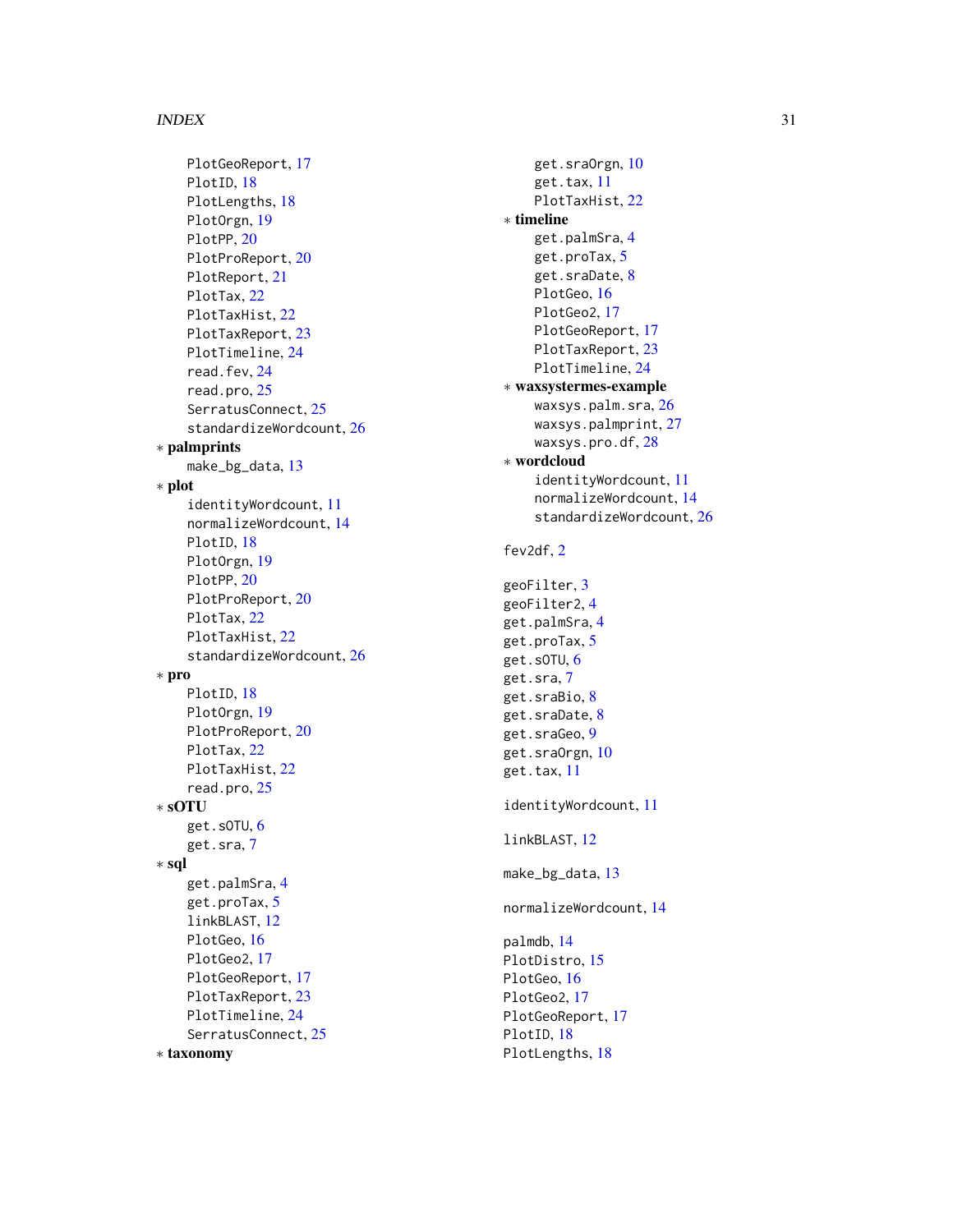PlotGeoReport, 17
PlotID, 18
PlotLengths, 18
PlotOrgn, 19
PlotPP, 20
PlotProReport, 20
PlotReport, 21
PlotTax, 22
PlotTaxHist, 22
PlotTaxReport, 23
PlotTimeline, 24
read.fev, 24
read.pro, 25
SerratusConnect, 25
standardizeWordcount, 26

∗ **palmprints**
make_bg_data, 13

∗ **plot**
identityWordcount, 11
normalizeWordcount, 14
PlotID, 18
PlotOrgn, 19
PlotPP, 20
PlotProReport, 20
PlotTax, 22
PlotTaxHist, 22
standardizeWordcount, 26

∗ **pro**
PlotID, 18
PlotOrgn, 19
PlotProReport, 20
PlotTax, 22
PlotTaxHist, 22
read.pro, 25

∗ **sOTU**
get.sOTU, 6
get.sra, 7

∗ **sql**
get.palmSra, 4
get.proTax, 5
linkBLAST, 12
PlotGeo, 16
PlotGeo2, 17
PlotGeoReport, 17
PlotTaxReport, 23
PlotTimeline, 24
SerratusConnect, 25

∗ **taxonomy**
get.sraOrgn, 10
get.tax, 11
PlotTaxHist, 22

∗ **timeline**
get.palmSra, 4
get.proTax, 5
get.sraDate, 8
PlotGeo, 16
PlotGeo2, 17
PlotGeoReport, 17
PlotTaxReport, 23
PlotTimeline, 24

∗ **waxsystermes-example**
waxsys.palm.sra, 26
waxsys.palmprint, 27
waxsys.pro.df, 28

∗ **wordcloud**
identityWordcount, 11
normalizeWordcount, 14
standardizeWordcount, 26

fev2df, 2

geoFilter, 3
geoFilter2, 4
get.palmSra, 4
get.proTax, 5
get.sOTU, 6
get.sra, 7
get.sraBio, 8
get.sraDate, 8
get.sraGeo, 9
get.sraOrgn, 10
get.tax, 11

identityWordcount, 11

linkBLAST, 12

make_bg_data, 13

normalizeWordcount, 14

palmdb, 14
PlotDistro, 15
PlotGeo, 16
PlotGeo2, 17
PlotGeoReport, 17
PlotID, 18
PlotLengths, 18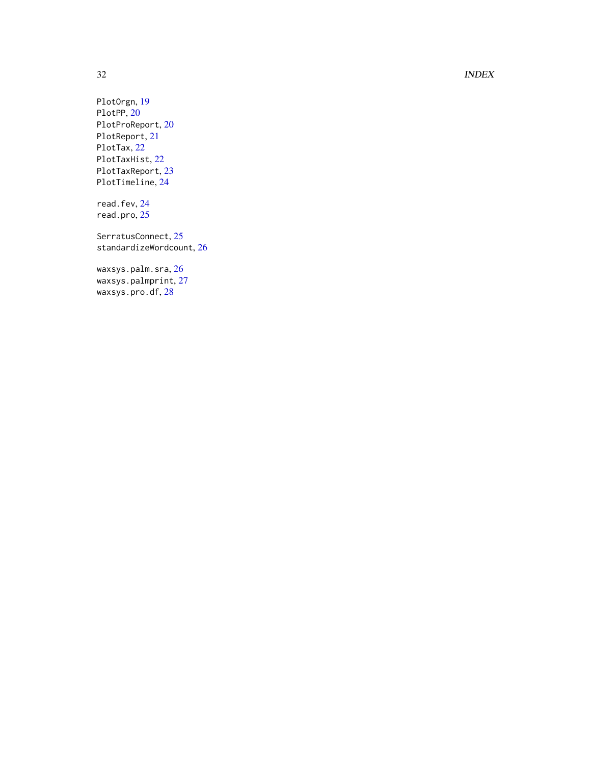PlotOrgn, 19
PlotPP, 20
PlotProReport, 20
PlotReport, 21
PlotTax, 22
PlotTaxHist, 22
PlotTaxReport, 23
PlotTimeline, 24

read.fev, 24
read.pro, 25

SerratusConnect, 25
standardizeWordcount, 26

waxsys.palm.sra, 26
waxsys.palmprint, 27
waxsys.pro.df, 28